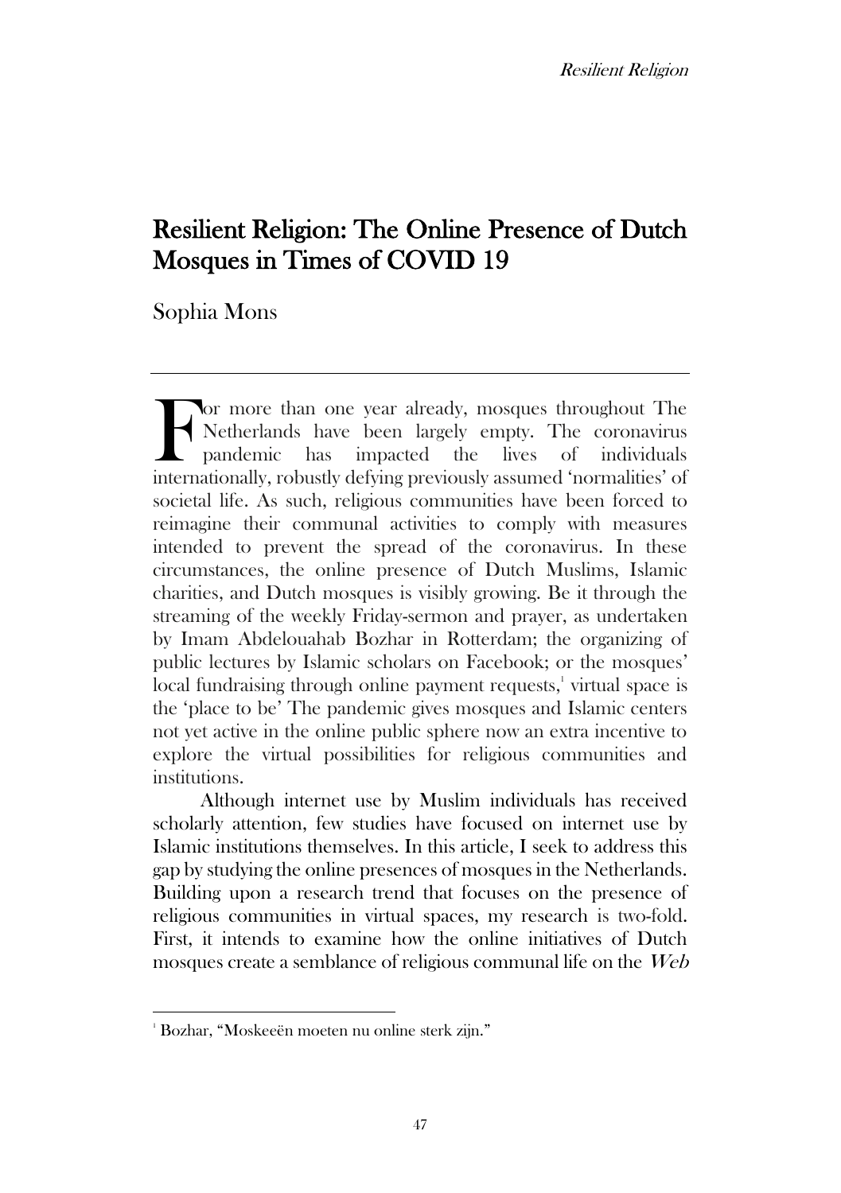# Resilient Religion: The Online Presence of Dutch Mosques in Times of COVID 19

Sophia Mons

For more than one year already, mosques throughout The Netherlands have been largely empty. The coronavirus pandemic has impacted the lives of individuals internationally, robustly defying previously assumed 'normalities' of societal life. As such, religious communities have been forced to reimagine their communal activities to comply with measures intended to prevent the spread of the coronavirus. In these circumstances, the online presence of Dutch Muslims, Islamic charities, and Dutch mosques is visibly growing. Be it through the streaming of the weekly Friday-sermon and prayer, as undertaken by Imam Abdelouahab Bozhar in Rotterdam; the organizing of public lectures by Islamic scholars on Facebook; or the mosques' local fundraising through online payment requests,[1] virtual space is the 'place to be' The pandemic gives mosques and Islamic centers not yet active in the online public sphere now an extra incentive to explore the virtual possibilities for religious communities and institutions.

Although internet use by Muslim individuals has received scholarly attention, few studies have focused on internet use by Islamic institutions themselves. In this article, I seek to address this gap by studying the online presences of mosques in the Netherlands. Building upon a research trend that focuses on the presence of religious communities in virtual spaces, my research is two-fold. First, it intends to examine how the online initiatives of Dutch mosques create a semblance of religious communal life on the *Web*

[1] Bozhar, "Moskeeën moeten nu online sterk zijn."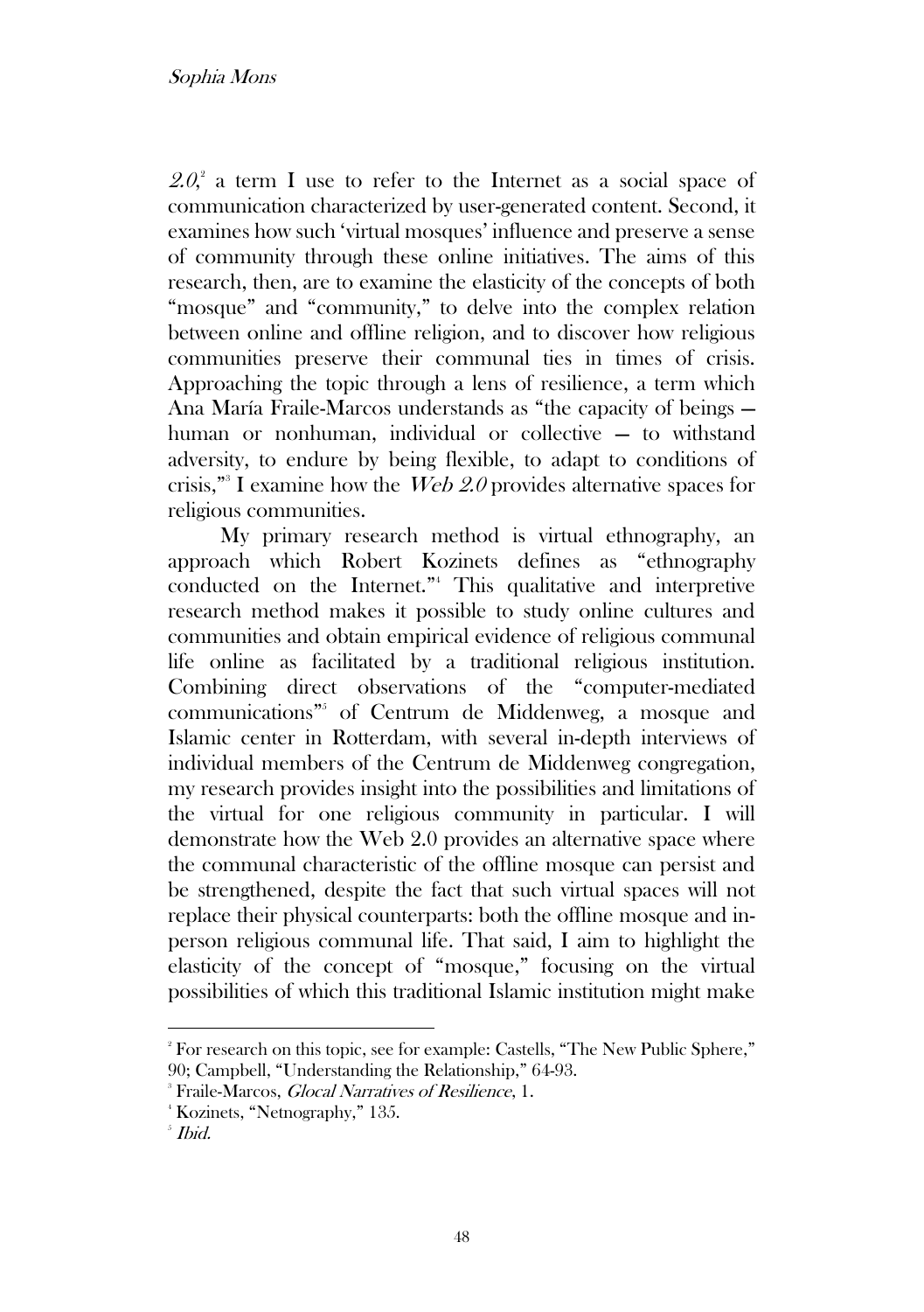*2.0*,[2] a term I use to refer to the Internet as a social space of communication characterized by user-generated content. Second, it examines how such 'virtual mosques' influence and preserve a sense of community through these online initiatives. The aims of this research, then, are to examine the elasticity of the concepts of both "mosque" and "community," to delve into the complex relation between online and offline religion, and to discover how religious communities preserve their communal ties in times of crisis. Approaching the topic through a lens of resilience, a term which Ana María Fraile-Marcos understands as "the capacity of beings — human or nonhuman, individual or collective — to withstand adversity, to endure by being flexible, to adapt to conditions of crisis,"[3] I examine how the *Web 2.0* provides alternative spaces for religious communities.

My primary research method is virtual ethnography, an approach which Robert Kozinets defines as "ethnography conducted on the Internet."[4] This qualitative and interpretive research method makes it possible to study online cultures and communities and obtain empirical evidence of religious communal life online as facilitated by a traditional religious institution. Combining direct observations of the "computer-mediated communications"[5] of Centrum de Middenweg, a mosque and Islamic center in Rotterdam, with several in-depth interviews of individual members of the Centrum de Middenweg congregation, my research provides insight into the possibilities and limitations of the virtual for one religious community in particular. I will demonstrate how the Web 2.0 provides an alternative space where the communal characteristic of the offline mosque can persist and be strengthened, despite the fact that such virtual spaces will not replace their physical counterparts: both the offline mosque and in-person religious communal life. That said, I aim to highlight the elasticity of the concept of "mosque," focusing on the virtual possibilities of which this traditional Islamic institution might make

---

[2] For research on this topic, see for example: Castells, "The New Public Sphere," 90; Campbell, "Understanding the Relationship," 64-93.

[3] Fraile-Marcos, *Glocal Narratives of Resilience*, 1.

[4] Kozinets, "Netnography," 135.

[5] *Ibid.*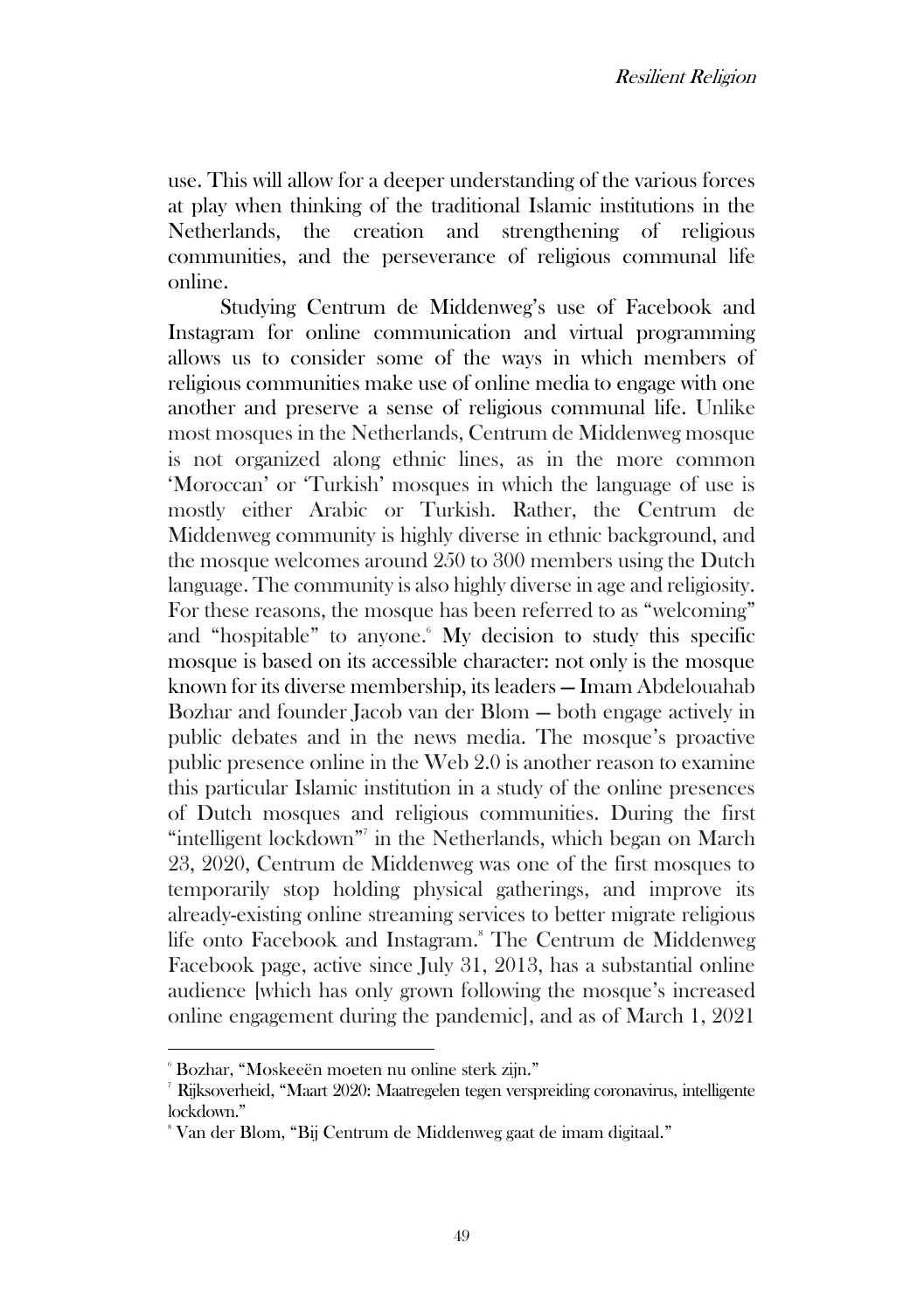use. This will allow for a deeper understanding of the various forces at play when thinking of the traditional Islamic institutions in the Netherlands, the creation and strengthening of religious communities, and the perseverance of religious communal life online.

Studying Centrum de Middenweg's use of Facebook and Instagram for online communication and virtual programming allows us to consider some of the ways in which members of religious communities make use of online media to engage with one another and preserve a sense of religious communal life. Unlike most mosques in the Netherlands, Centrum de Middenweg mosque is not organized along ethnic lines, as in the more common 'Moroccan' or 'Turkish' mosques in which the language of use is mostly either Arabic or Turkish. Rather, the Centrum de Middenweg community is highly diverse in ethnic background, and the mosque welcomes around 250 to 300 members using the Dutch language. The community is also highly diverse in age and religiosity. For these reasons, the mosque has been referred to as "welcoming" and "hospitable" to anyone.[6] My decision to study this specific mosque is based on its accessible character: not only is the mosque known for its diverse membership, its leaders — Imam Abdelouahab Bozhar and founder Jacob van der Blom — both engage actively in public debates and in the news media. The mosque's proactive public presence online in the Web 2.0 is another reason to examine this particular Islamic institution in a study of the online presences of Dutch mosques and religious communities. During the first "intelligent lockdown"[7] in the Netherlands, which began on March 23, 2020, Centrum de Middenweg was one of the first mosques to temporarily stop holding physical gatherings, and improve its already-existing online streaming services to better migrate religious life onto Facebook and Instagram.[8] The Centrum de Middenweg Facebook page, active since July 31, 2013, has a substantial online audience [which has only grown following the mosque's increased online engagement during the pandemic], and as of March 1, 2021

---

[6] Bozhar, "Moskeeën moeten nu online sterk zijn."

[7] Rijksoverheid, "Maart 2020: Maatregelen tegen verspreiding coronavirus, intelligente lockdown."

[8] Van der Blom, "Bij Centrum de Middenweg gaat de imam digitaal."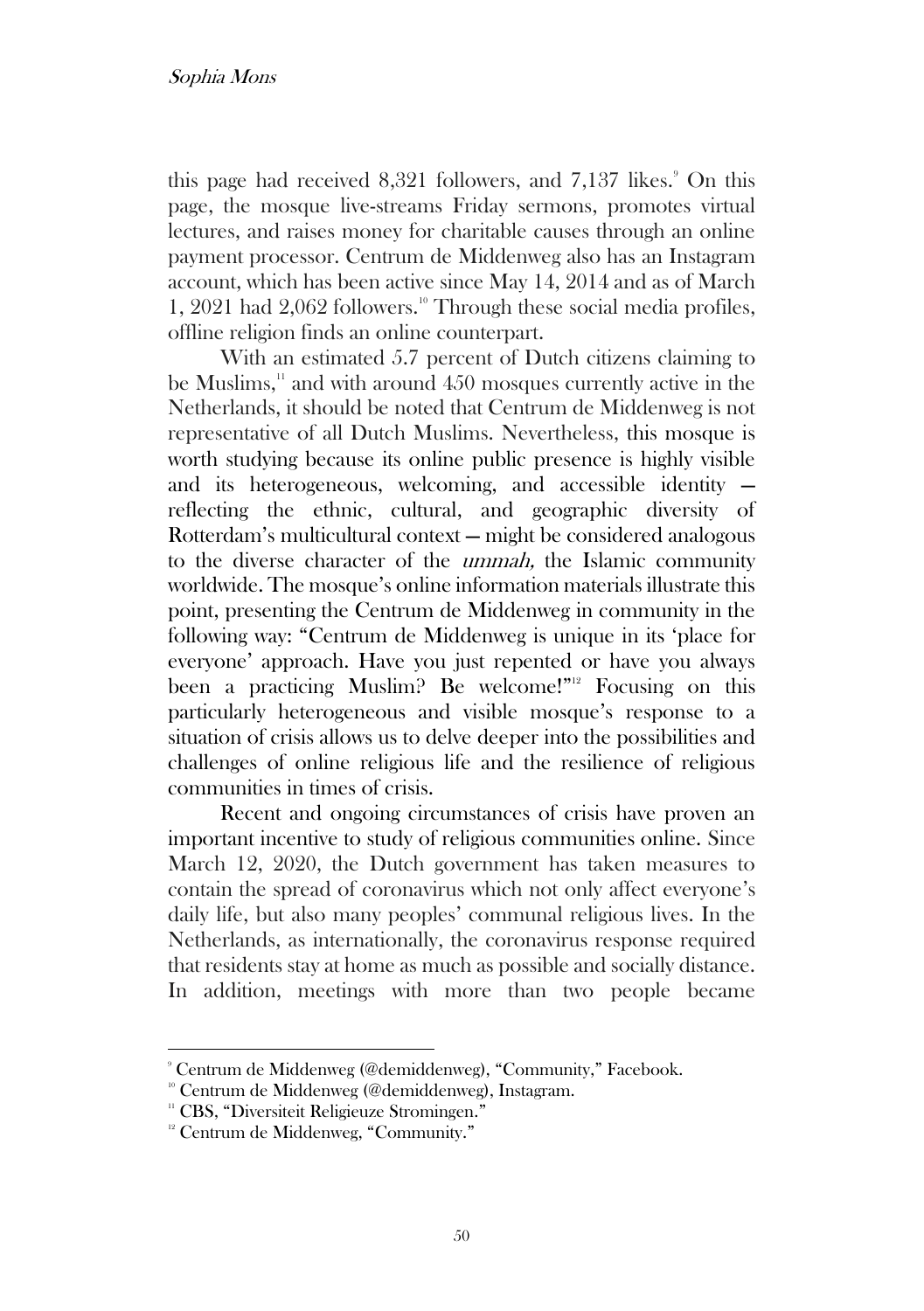this page had received 8,321 followers, and 7,137 likes.[9] On this page, the mosque live-streams Friday sermons, promotes virtual lectures, and raises money for charitable causes through an online payment processor. Centrum de Middenweg also has an Instagram account, which has been active since May 14, 2014 and as of March 1, 2021 had 2,062 followers.[10] Through these social media profiles, offline religion finds an online counterpart.

With an estimated 5.7 percent of Dutch citizens claiming to be Muslims,[11] and with around 450 mosques currently active in the Netherlands, it should be noted that Centrum de Middenweg is not representative of all Dutch Muslims. Nevertheless, this mosque is worth studying because its online public presence is highly visible and its heterogeneous, welcoming, and accessible identity — reflecting the ethnic, cultural, and geographic diversity of Rotterdam's multicultural context — might be considered analogous to the diverse character of the *ummah,* the Islamic community worldwide. The mosque's online information materials illustrate this point, presenting the Centrum de Middenweg in community in the following way: "Centrum de Middenweg is unique in its 'place for everyone' approach. Have you just repented or have you always been a practicing Muslim? Be welcome!"[12] Focusing on this particularly heterogeneous and visible mosque's response to a situation of crisis allows us to delve deeper into the possibilities and challenges of online religious life and the resilience of religious communities in times of crisis.

Recent and ongoing circumstances of crisis have proven an important incentive to study of religious communities online. Since March 12, 2020, the Dutch government has taken measures to contain the spread of coronavirus which not only affect everyone's daily life, but also many peoples' communal religious lives. In the Netherlands, as internationally, the coronavirus response required that residents stay at home as much as possible and socially distance. In addition, meetings with more than two people became

---

[9] Centrum de Middenweg (@demiddenweg), "Community," Facebook.

[10] Centrum de Middenweg (@demiddenweg), Instagram.

[11] CBS, "Diversiteit Religieuze Stromingen."

[12] Centrum de Middenweg, "Community."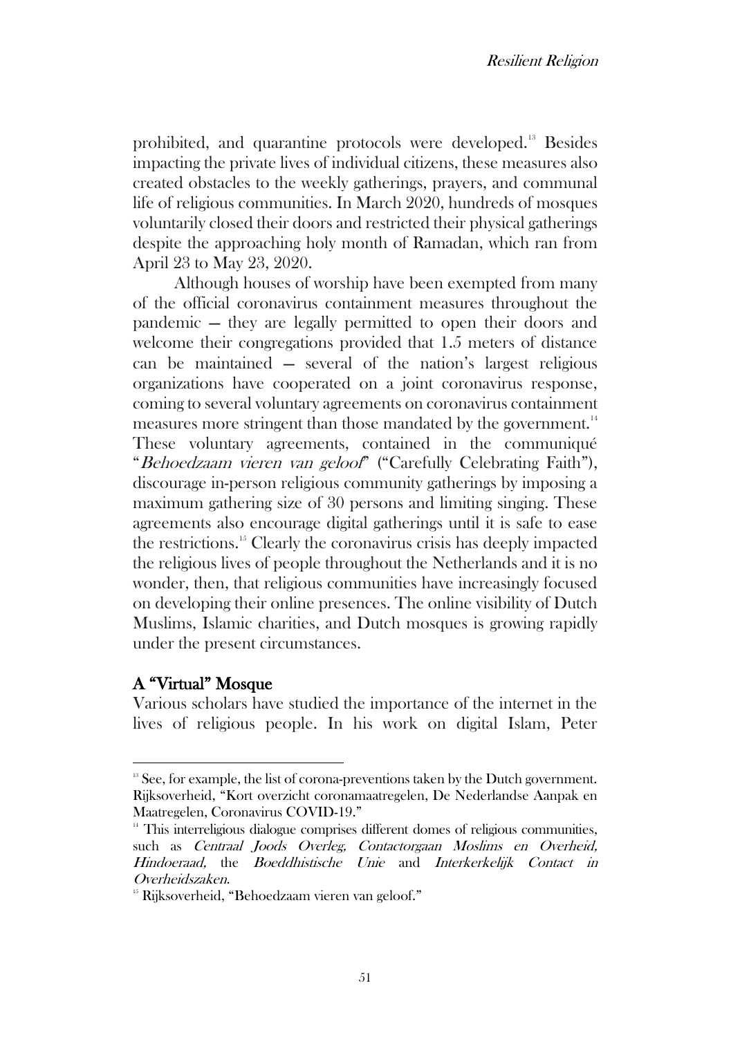prohibited, and quarantine protocols were developed.[13] Besides impacting the private lives of individual citizens, these measures also created obstacles to the weekly gatherings, prayers, and communal life of religious communities. In March 2020, hundreds of mosques voluntarily closed their doors and restricted their physical gatherings despite the approaching holy month of Ramadan, which ran from April 23 to May 23, 2020.

Although houses of worship have been exempted from many of the official coronavirus containment measures throughout the pandemic — they are legally permitted to open their doors and welcome their congregations provided that 1.5 meters of distance can be maintained — several of the nation's largest religious organizations have cooperated on a joint coronavirus response, coming to several voluntary agreements on coronavirus containment measures more stringent than those mandated by the government.[14] These voluntary agreements, contained in the communiqué "*Behoedzaam vieren van geloof*" ("Carefully Celebrating Faith"), discourage in-person religious community gatherings by imposing a maximum gathering size of 30 persons and limiting singing. These agreements also encourage digital gatherings until it is safe to ease the restrictions.[15] Clearly the coronavirus crisis has deeply impacted the religious lives of people throughout the Netherlands and it is no wonder, then, that religious communities have increasingly focused on developing their online presences. The online visibility of Dutch Muslims, Islamic charities, and Dutch mosques is growing rapidly under the present circumstances.

## A "Virtual" Mosque

Various scholars have studied the importance of the internet in the lives of religious people. In his work on digital Islam, Peter

---

[13] See, for example, the list of corona-preventions taken by the Dutch government. Rijksoverheid, "Kort overzicht coronamaatregelen, De Nederlandse Aanpak en Maatregelen, Coronavirus COVID-19."

[14] This interreligious dialogue comprises different domes of religious communities, such as *Centraal Joods Overleg, Contactorgaan Moslims en Overheid, Hindoeraad,* the *Boeddhistische Unie* and *Interkerkelijk Contact in Overheidszaken*.

[15] Rijksoverheid, "Behoedzaam vieren van geloof."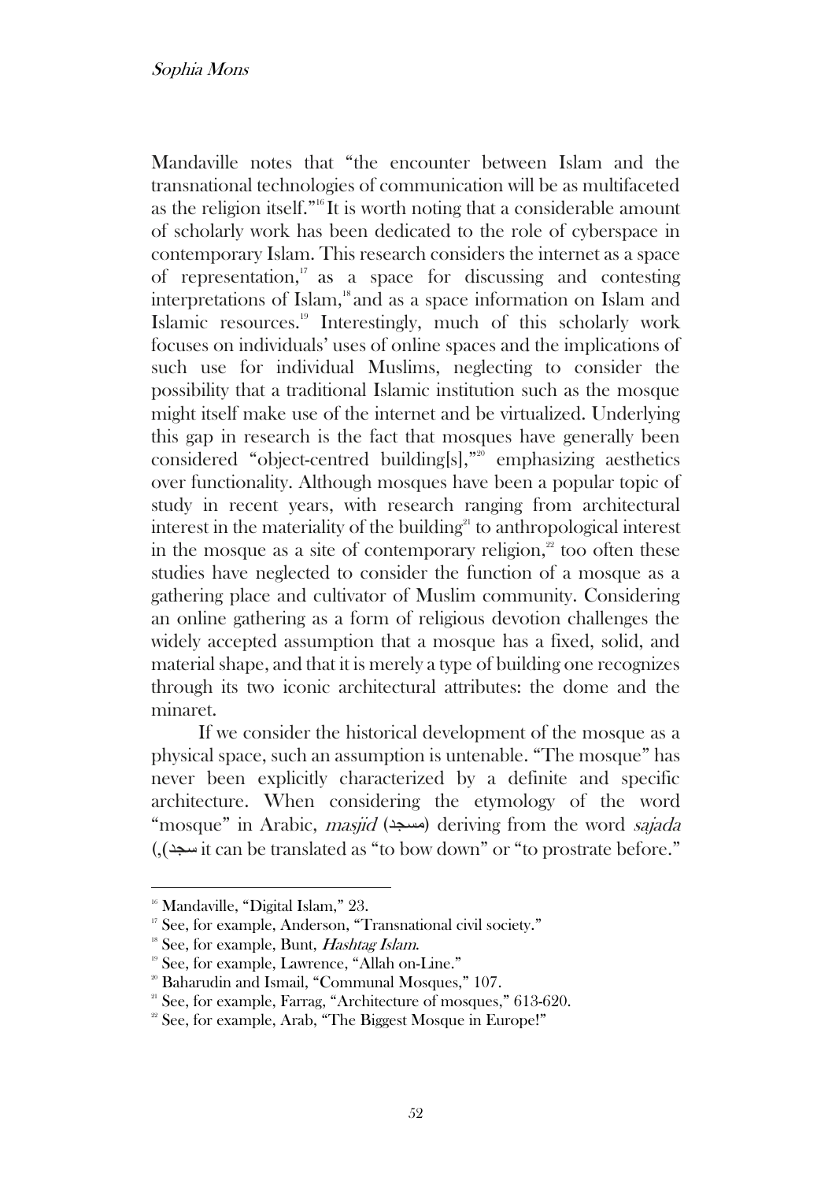Mandaville notes that "the encounter between Islam and the transnational technologies of communication will be as multifaceted as the religion itself."[16] It is worth noting that a considerable amount of scholarly work has been dedicated to the role of cyberspace in contemporary Islam. This research considers the internet as a space of representation,[17] as a space for discussing and contesting interpretations of Islam,[18] and as a space information on Islam and Islamic resources.[19] Interestingly, much of this scholarly work focuses on individuals' uses of online spaces and the implications of such use for individual Muslims, neglecting to consider the possibility that a traditional Islamic institution such as the mosque might itself make use of the internet and be virtualized. Underlying this gap in research is the fact that mosques have generally been considered "object-centred building[s],"[20] emphasizing aesthetics over functionality. Although mosques have been a popular topic of study in recent years, with research ranging from architectural interest in the materiality of the building[21] to anthropological interest in the mosque as a site of contemporary religion,[22] too often these studies have neglected to consider the function of a mosque as a gathering place and cultivator of Muslim community. Considering an online gathering as a form of religious devotion challenges the widely accepted assumption that a mosque has a fixed, solid, and material shape, and that it is merely a type of building one recognizes through its two iconic architectural attributes: the dome and the minaret.

If we consider the historical development of the mosque as a physical space, such an assumption is untenable. "The mosque" has never been explicitly characterized by a definite and specific architecture. When considering the etymology of the word "mosque" in Arabic, *masjid* (مسجد) deriving from the word *sajada* (سجد), it can be translated as "to bow down" or "to prostrate before."

---

[16] Mandaville, "Digital Islam," 23.

[17] See, for example, Anderson, "Transnational civil society."

[18] See, for example, Bunt, *Hashtag Islam*.

[19] See, for example, Lawrence, "Allah on-Line."

[20] Baharudin and Ismail, "Communal Mosques," 107.

[21] See, for example, Farrag, "Architecture of mosques," 613-620.

[22] See, for example, Arab, "The Biggest Mosque in Europe!"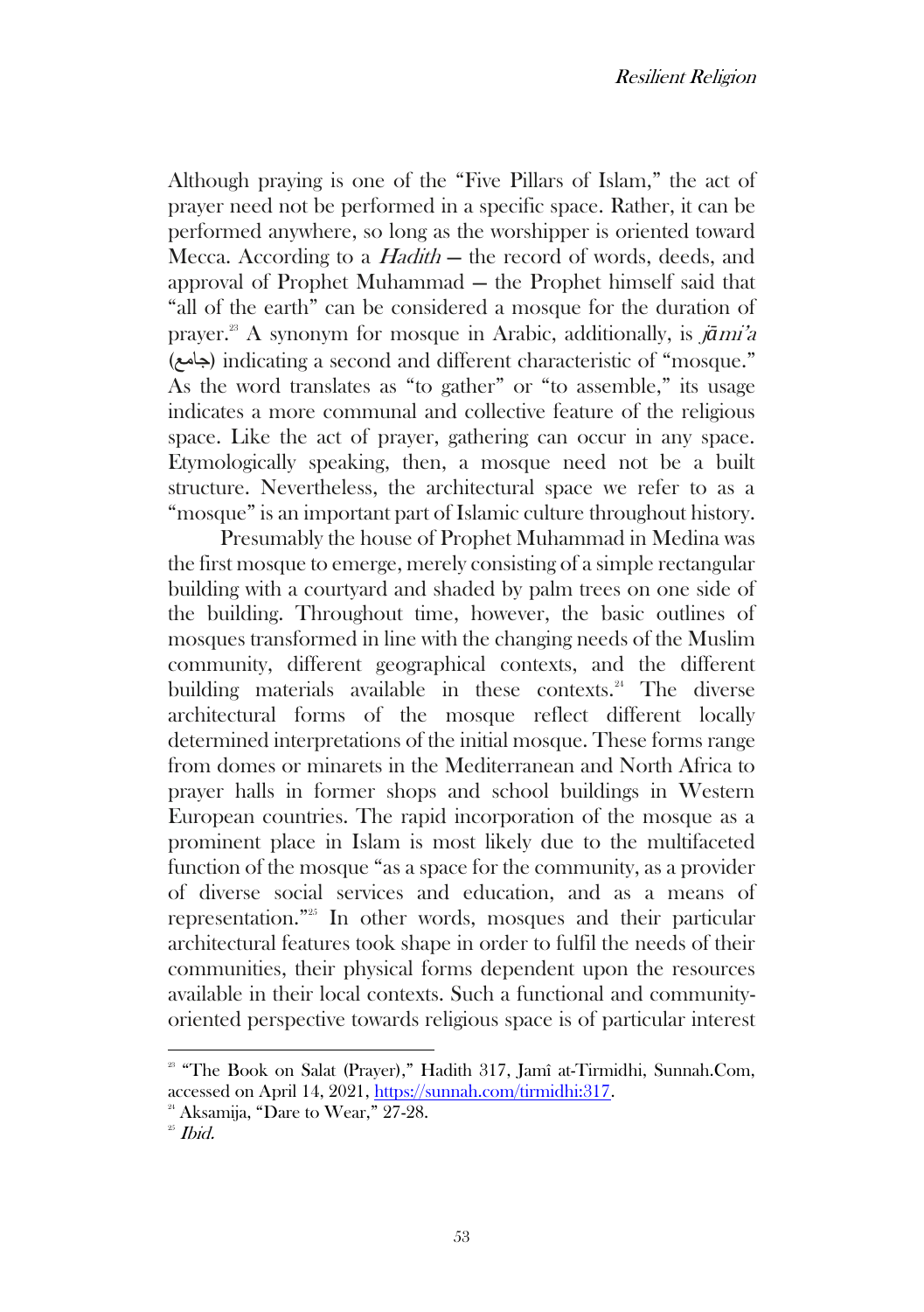Although praying is one of the "Five Pillars of Islam," the act of prayer need not be performed in a specific space. Rather, it can be performed anywhere, so long as the worshipper is oriented toward Mecca. According to a *Hadith* — the record of words, deeds, and approval of Prophet Muhammad — the Prophet himself said that "all of the earth" can be considered a mosque for the duration of prayer.[23] A synonym for mosque in Arabic, additionally, is *jāmi'a* (جامع) indicating a second and different characteristic of "mosque." As the word translates as "to gather" or "to assemble," its usage indicates a more communal and collective feature of the religious space. Like the act of prayer, gathering can occur in any space. Etymologically speaking, then, a mosque need not be a built structure. Nevertheless, the architectural space we refer to as a "mosque" is an important part of Islamic culture throughout history.

Presumably the house of Prophet Muhammad in Medina was the first mosque to emerge, merely consisting of a simple rectangular building with a courtyard and shaded by palm trees on one side of the building. Throughout time, however, the basic outlines of mosques transformed in line with the changing needs of the Muslim community, different geographical contexts, and the different building materials available in these contexts.[24] The diverse architectural forms of the mosque reflect different locally determined interpretations of the initial mosque. These forms range from domes or minarets in the Mediterranean and North Africa to prayer halls in former shops and school buildings in Western European countries. The rapid incorporation of the mosque as a prominent place in Islam is most likely due to the multifaceted function of the mosque "as a space for the community, as a provider of diverse social services and education, and as a means of representation."[25] In other words, mosques and their particular architectural features took shape in order to fulfil the needs of their communities, their physical forms dependent upon the resources available in their local contexts. Such a functional and community-oriented perspective towards religious space is of particular interest

---

[23] "The Book on Salat (Prayer)," Hadith 317, Jamî at-Tirmidhi, Sunnah.Com, accessed on April 14, 2021, https://sunnah.com/tirmidhi:317.

[24] Aksamija, "Dare to Wear," 27-28.

[25] *Ibid.*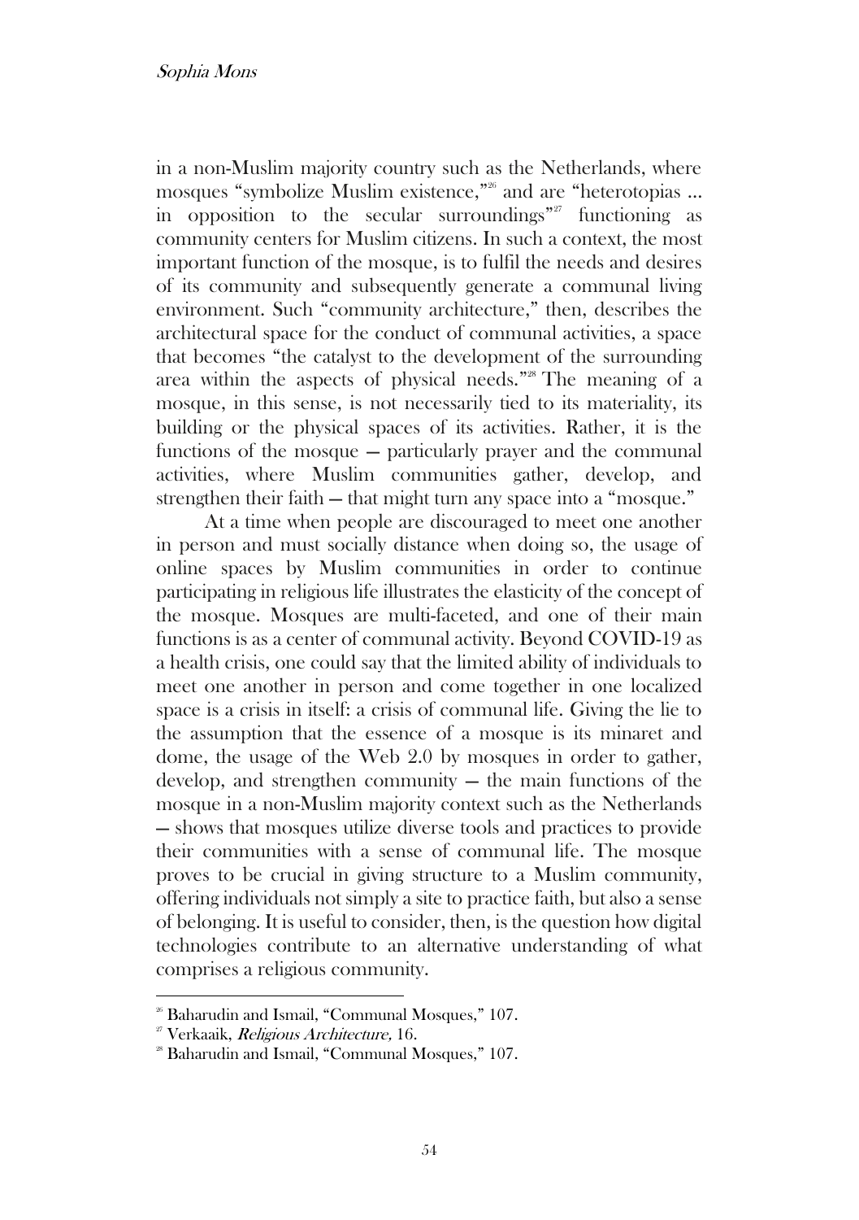in a non-Muslim majority country such as the Netherlands, where mosques "symbolize Muslim existence,"[26] and are "heterotopias ... in opposition to the secular surroundings"[27] functioning as community centers for Muslim citizens. In such a context, the most important function of the mosque, is to fulfil the needs and desires of its community and subsequently generate a communal living environment. Such "community architecture," then, describes the architectural space for the conduct of communal activities, a space that becomes "the catalyst to the development of the surrounding area within the aspects of physical needs."[28] The meaning of a mosque, in this sense, is not necessarily tied to its materiality, its building or the physical spaces of its activities. Rather, it is the functions of the mosque — particularly prayer and the communal activities, where Muslim communities gather, develop, and strengthen their faith — that might turn any space into a "mosque."

At a time when people are discouraged to meet one another in person and must socially distance when doing so, the usage of online spaces by Muslim communities in order to continue participating in religious life illustrates the elasticity of the concept of the mosque. Mosques are multi-faceted, and one of their main functions is as a center of communal activity. Beyond COVID-19 as a health crisis, one could say that the limited ability of individuals to meet one another in person and come together in one localized space is a crisis in itself: a crisis of communal life. Giving the lie to the assumption that the essence of a mosque is its minaret and dome, the usage of the Web 2.0 by mosques in order to gather, develop, and strengthen community — the main functions of the mosque in a non-Muslim majority context such as the Netherlands — shows that mosques utilize diverse tools and practices to provide their communities with a sense of communal life. The mosque proves to be crucial in giving structure to a Muslim community, offering individuals not simply a site to practice faith, but also a sense of belonging. It is useful to consider, then, is the question how digital technologies contribute to an alternative understanding of what comprises a religious community.

---

[26] Baharudin and Ismail, "Communal Mosques," 107.

[27] Verkaaik, *Religious Architecture,* 16.

[28] Baharudin and Ismail, "Communal Mosques," 107.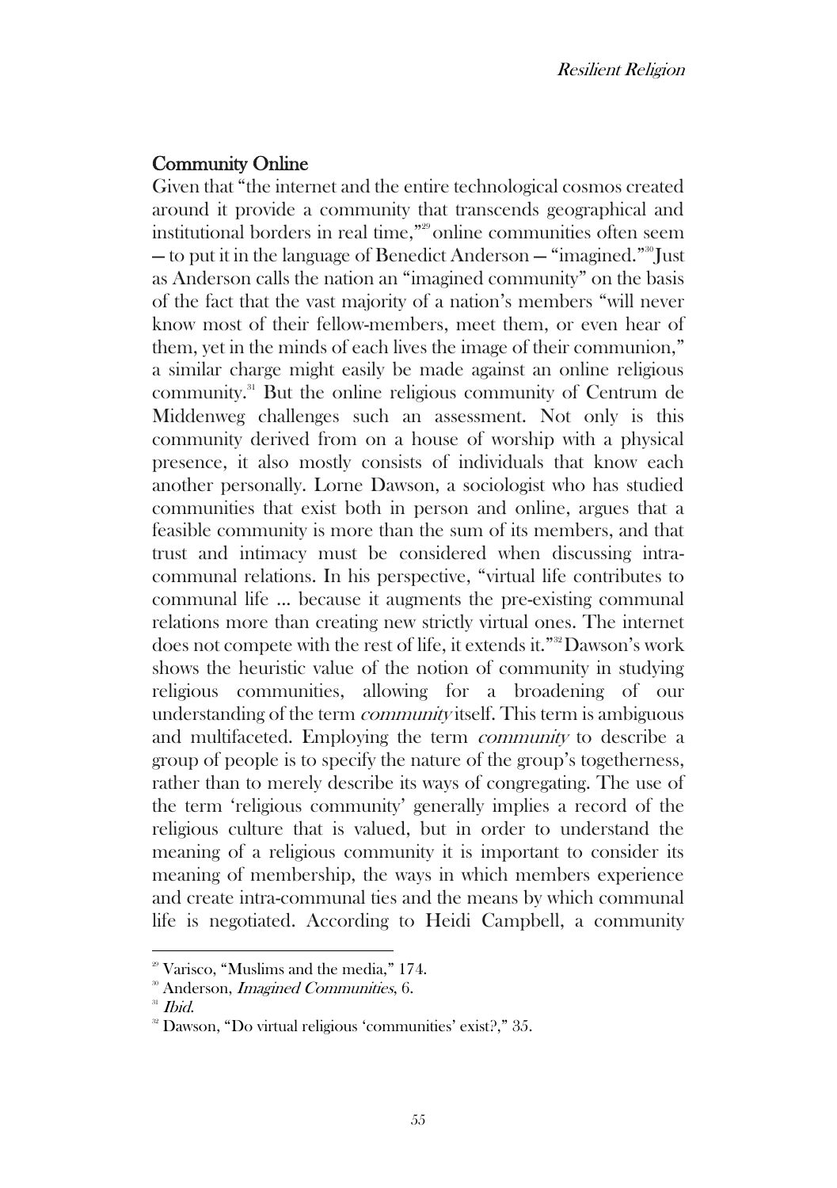## Community Online

Given that "the internet and the entire technological cosmos created around it provide a community that transcends geographical and institutional borders in real time,"[29] online communities often seem — to put it in the language of Benedict Anderson — "imagined."[30] Just as Anderson calls the nation an "imagined community" on the basis of the fact that the vast majority of a nation's members "will never know most of their fellow-members, meet them, or even hear of them, yet in the minds of each lives the image of their communion," a similar charge might easily be made against an online religious community.[31] But the online religious community of Centrum de Middenweg challenges such an assessment. Not only is this community derived from on a house of worship with a physical presence, it also mostly consists of individuals that know each another personally. Lorne Dawson, a sociologist who has studied communities that exist both in person and online, argues that a feasible community is more than the sum of its members, and that trust and intimacy must be considered when discussing intra-communal relations. In his perspective, "virtual life contributes to communal life ... because it augments the pre-existing communal relations more than creating new strictly virtual ones. The internet does not compete with the rest of life, it extends it."[32] Dawson's work shows the heuristic value of the notion of community in studying religious communities, allowing for a broadening of our understanding of the term *community* itself. This term is ambiguous and multifaceted. Employing the term *community* to describe a group of people is to specify the nature of the group's togetherness, rather than to merely describe its ways of congregating. The use of the term 'religious community' generally implies a record of the religious culture that is valued, but in order to understand the meaning of a religious community it is important to consider its meaning of membership, the ways in which members experience and create intra-communal ties and the means by which communal life is negotiated. According to Heidi Campbell, a community

---

[29] Varisco, "Muslims and the media," 174.

[30] Anderson, *Imagined Communities*, 6.

[31] *Ibid.*

[32] Dawson, "Do virtual religious 'communities' exist?," 35.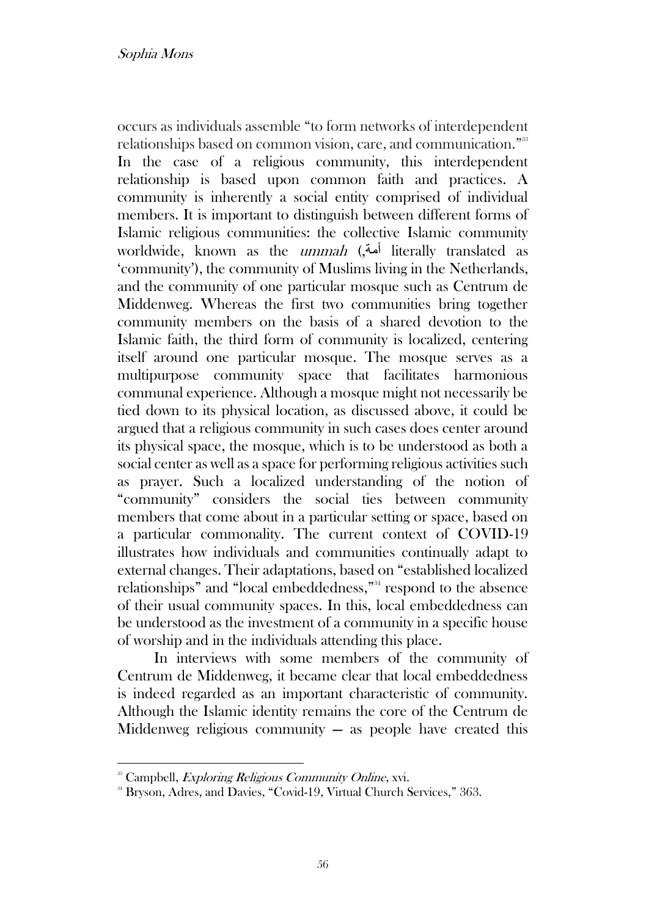occurs as individuals assemble "to form networks of interdependent relationships based on common vision, care, and communication."[33] In the case of a religious community, this interdependent relationship is based upon common faith and practices. A community is inherently a social entity comprised of individual members. It is important to distinguish between different forms of Islamic religious communities: the collective Islamic community worldwide, known as the *ummah* (أمة, literally translated as 'community'), the community of Muslims living in the Netherlands, and the community of one particular mosque such as Centrum de Middenweg. Whereas the first two communities bring together community members on the basis of a shared devotion to the Islamic faith, the third form of community is localized, centering itself around one particular mosque. The mosque serves as a multipurpose community space that facilitates harmonious communal experience. Although a mosque might not necessarily be tied down to its physical location, as discussed above, it could be argued that a religious community in such cases does center around its physical space, the mosque, which is to be understood as both a social center as well as a space for performing religious activities such as prayer. Such a localized understanding of the notion of "community" considers the social ties between community members that come about in a particular setting or space, based on a particular commonality. The current context of COVID-19 illustrates how individuals and communities continually adapt to external changes. Their adaptations, based on "established localized relationships" and "local embeddedness,"[34] respond to the absence of their usual community spaces. In this, local embeddedness can be understood as the investment of a community in a specific house of worship and in the individuals attending this place.

In interviews with some members of the community of Centrum de Middenweg, it became clear that local embeddedness is indeed regarded as an important characteristic of community. Although the Islamic identity remains the core of the Centrum de Middenweg religious community — as people have created this

---

[33] Campbell, *Exploring Religious Community Online*, xvi.

[34] Bryson, Adres, and Davies, "Covid-19, Virtual Church Services," 363.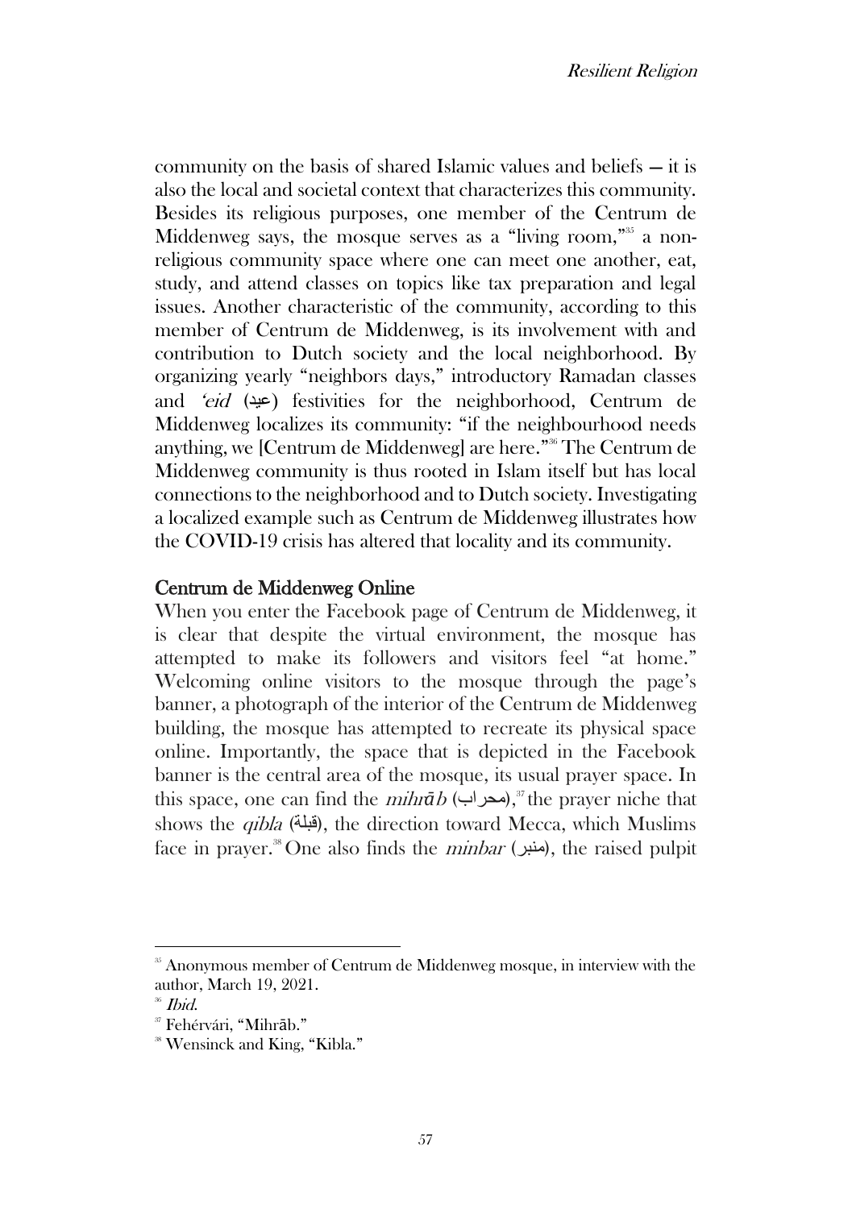community on the basis of shared Islamic values and beliefs — it is also the local and societal context that characterizes this community. Besides its religious purposes, one member of the Centrum de Middenweg says, the mosque serves as a "living room,"[35] a non-religious community space where one can meet one another, eat, study, and attend classes on topics like tax preparation and legal issues. Another characteristic of the community, according to this member of Centrum de Middenweg, is its involvement with and contribution to Dutch society and the local neighborhood. By organizing yearly "neighbors days," introductory Ramadan classes and *'eid* (عيد) festivities for the neighborhood, Centrum de Middenweg localizes its community: "if the neighbourhood needs anything, we [Centrum de Middenweg] are here."[36] The Centrum de Middenweg community is thus rooted in Islam itself but has local connections to the neighborhood and to Dutch society. Investigating a localized example such as Centrum de Middenweg illustrates how the COVID-19 crisis has altered that locality and its community.

## Centrum de Middenweg Online

When you enter the Facebook page of Centrum de Middenweg, it is clear that despite the virtual environment, the mosque has attempted to make its followers and visitors feel "at home." Welcoming online visitors to the mosque through the page's banner, a photograph of the interior of the Centrum de Middenweg building, the mosque has attempted to recreate its physical space online. Importantly, the space that is depicted in the Facebook banner is the central area of the mosque, its usual prayer space. In this space, one can find the *mihrāb* (محراب),[37] the prayer niche that shows the *qibla* (قبلة), the direction toward Mecca, which Muslims face in prayer.[38] One also finds the *minbar* (منبر), the raised pulpit

---

[35] Anonymous member of Centrum de Middenweg mosque, in interview with the author, March 19, 2021.

[36] *Ibid.*

[37] Fehérvári, "Mihrāb."

[38] Wensinck and King, "Kibla."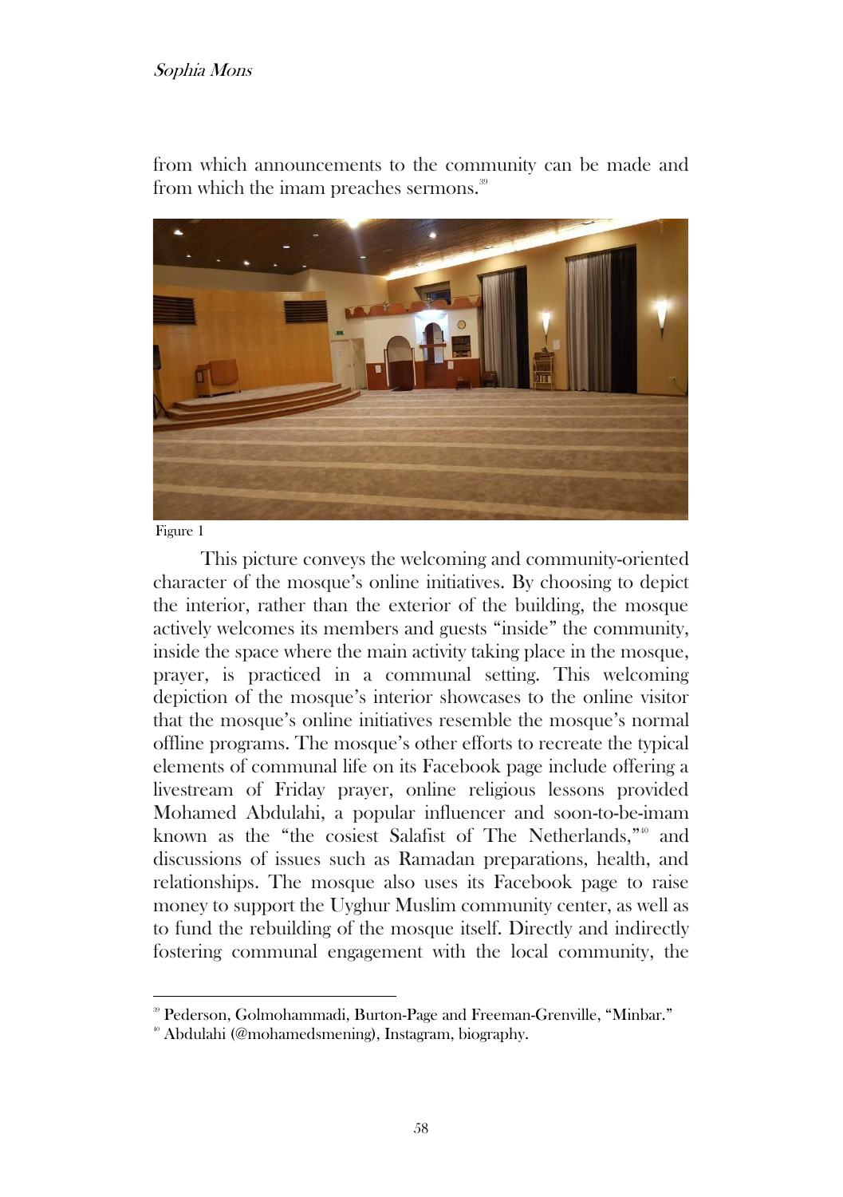from which announcements to the community can be made and from which the imam preaches sermons.[39]

Figure 1

This picture conveys the welcoming and community-oriented character of the mosque's online initiatives. By choosing to depict the interior, rather than the exterior of the building, the mosque actively welcomes its members and guests "inside" the community, inside the space where the main activity taking place in the mosque, prayer, is practiced in a communal setting. This welcoming depiction of the mosque's interior showcases to the online visitor that the mosque's online initiatives resemble the mosque's normal offline programs. The mosque's other efforts to recreate the typical elements of communal life on its Facebook page include offering a livestream of Friday prayer, online religious lessons provided Mohamed Abdulahi, a popular influencer and soon-to-be-imam known as the "the cosiest Salafist of The Netherlands,"[40] and discussions of issues such as Ramadan preparations, health, and relationships. The mosque also uses its Facebook page to raise money to support the Uyghur Muslim community center, as well as to fund the rebuilding of the mosque itself. Directly and indirectly fostering communal engagement with the local community, the

---

[39] Pederson, Golmohammadi, Burton-Page and Freeman-Grenville, "Minbar."

[40] Abdulahi (@mohamedsmening), Instagram, biography.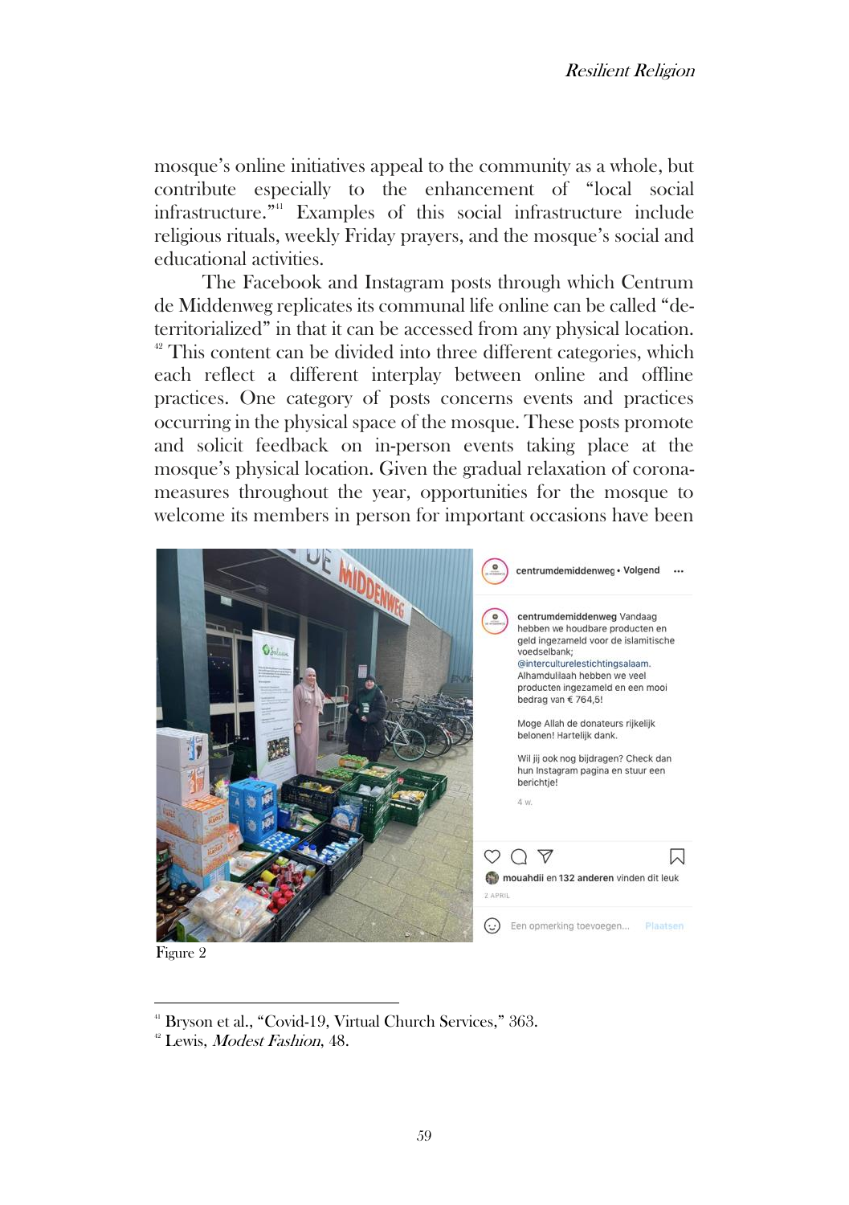mosque's online initiatives appeal to the community as a whole, but contribute especially to the enhancement of "local social infrastructure."[41] Examples of this social infrastructure include religious rituals, weekly Friday prayers, and the mosque's social and educational activities.

The Facebook and Instagram posts through which Centrum de Middenweg replicates its communal life online can be called "de-territorialized" in that it can be accessed from any physical location.[42] This content can be divided into three different categories, which each reflect a different interplay between online and offline practices. One category of posts concerns events and practices occurring in the physical space of the mosque. These posts promote and solicit feedback on in-person events taking place at the mosque's physical location. Given the gradual relaxation of corona-measures throughout the year, opportunities for the mosque to welcome its members in person for important occasions have been

Figure 2

[41] Bryson et al., "Covid-19, Virtual Church Services," 363.

[42] Lewis, *Modest Fashion*, 48.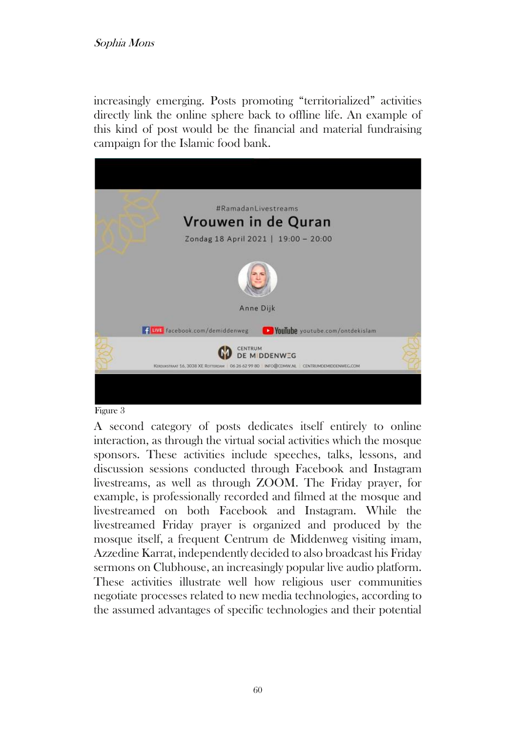increasingly emerging. Posts promoting "territorialized" activities directly link the online sphere back to offline life. An example of this kind of post would be the financial and material fundraising campaign for the Islamic food bank.

Figure 3

A second category of posts dedicates itself entirely to online interaction, as through the virtual social activities which the mosque sponsors. These activities include speeches, talks, lessons, and discussion sessions conducted through Facebook and Instagram livestreams, as well as through ZOOM. The Friday prayer, for example, is professionally recorded and filmed at the mosque and livestreamed on both Facebook and Instagram. While the livestreamed Friday prayer is organized and produced by the mosque itself, a frequent Centrum de Middenweg visiting imam, Azzedine Karrat, independently decided to also broadcast his Friday sermons on Clubhouse, an increasingly popular live audio platform. These activities illustrate well how religious user communities negotiate processes related to new media technologies, according to the assumed advantages of specific technologies and their potential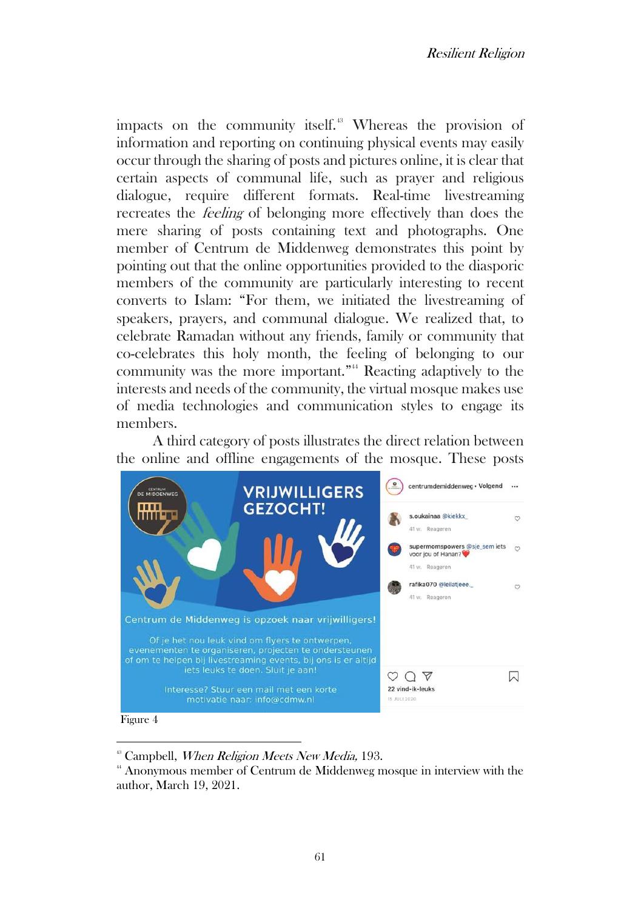impacts on the community itself.[43] Whereas the provision of information and reporting on continuing physical events may easily occur through the sharing of posts and pictures online, it is clear that certain aspects of communal life, such as prayer and religious dialogue, require different formats. Real-time livestreaming recreates the *feeling* of belonging more effectively than does the mere sharing of posts containing text and photographs. One member of Centrum de Middenweg demonstrates this point by pointing out that the online opportunities provided to the diasporic members of the community are particularly interesting to recent converts to Islam: "For them, we initiated the livestreaming of speakers, prayers, and communal dialogue. We realized that, to celebrate Ramadan without any friends, family or community that co-celebrates this holy month, the feeling of belonging to our community was the more important."[44] Reacting adaptively to the interests and needs of the community, the virtual mosque makes use of media technologies and communication styles to engage its members.

A third category of posts illustrates the direct relation between the online and offline engagements of the mosque. These posts

Figure 4

[43] Campbell, *When Religion Meets New Media,* 193.

[44] Anonymous member of Centrum de Middenweg mosque in interview with the author, March 19, 2021.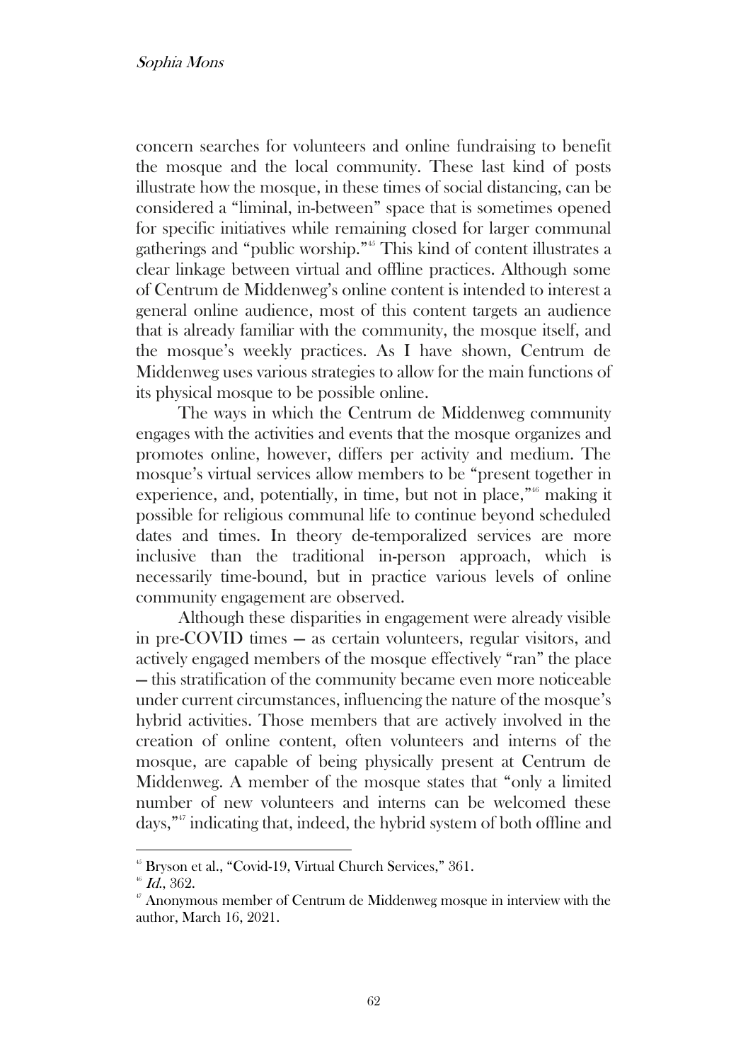concern searches for volunteers and online fundraising to benefit the mosque and the local community. These last kind of posts illustrate how the mosque, in these times of social distancing, can be considered a "liminal, in-between" space that is sometimes opened for specific initiatives while remaining closed for larger communal gatherings and "public worship."[45] This kind of content illustrates a clear linkage between virtual and offline practices. Although some of Centrum de Middenweg's online content is intended to interest a general online audience, most of this content targets an audience that is already familiar with the community, the mosque itself, and the mosque's weekly practices. As I have shown, Centrum de Middenweg uses various strategies to allow for the main functions of its physical mosque to be possible online.

The ways in which the Centrum de Middenweg community engages with the activities and events that the mosque organizes and promotes online, however, differs per activity and medium. The mosque's virtual services allow members to be "present together in experience, and, potentially, in time, but not in place,"[46] making it possible for religious communal life to continue beyond scheduled dates and times. In theory de-temporalized services are more inclusive than the traditional in-person approach, which is necessarily time-bound, but in practice various levels of online community engagement are observed.

Although these disparities in engagement were already visible in pre-COVID times — as certain volunteers, regular visitors, and actively engaged members of the mosque effectively "ran" the place — this stratification of the community became even more noticeable under current circumstances, influencing the nature of the mosque's hybrid activities. Those members that are actively involved in the creation of online content, often volunteers and interns of the mosque, are capable of being physically present at Centrum de Middenweg. A member of the mosque states that "only a limited number of new volunteers and interns can be welcomed these days,"[47] indicating that, indeed, the hybrid system of both offline and

---

[45] Bryson et al., "Covid-19, Virtual Church Services," 361.

[46] *Id.*, 362.

[47] Anonymous member of Centrum de Middenweg mosque in interview with the author, March 16, 2021.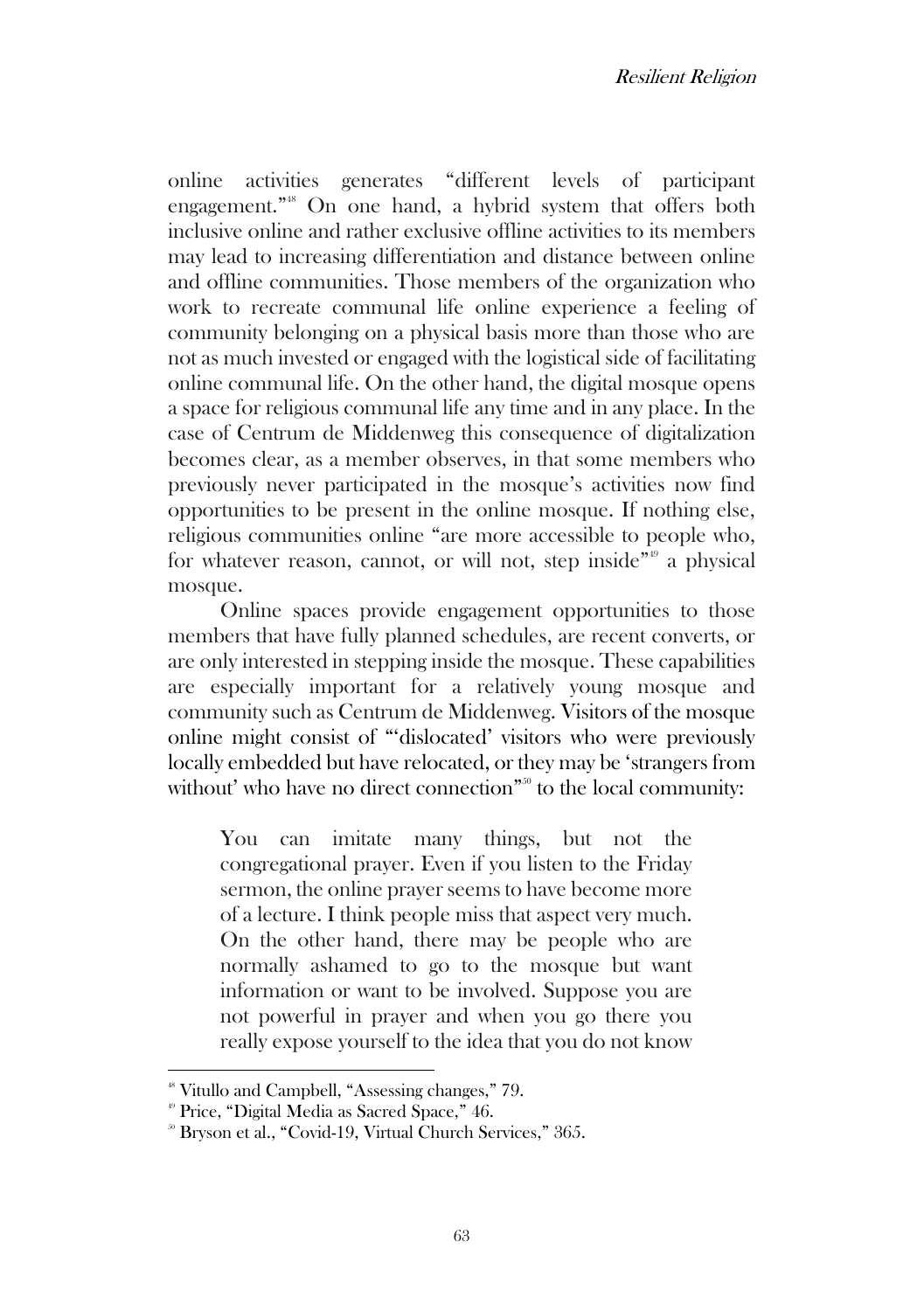online activities generates "different levels of participant engagement."[48] On one hand, a hybrid system that offers both inclusive online and rather exclusive offline activities to its members may lead to increasing differentiation and distance between online and offline communities. Those members of the organization who work to recreate communal life online experience a feeling of community belonging on a physical basis more than those who are not as much invested or engaged with the logistical side of facilitating online communal life. On the other hand, the digital mosque opens a space for religious communal life any time and in any place. In the case of Centrum de Middenweg this consequence of digitalization becomes clear, as a member observes, in that some members who previously never participated in the mosque's activities now find opportunities to be present in the online mosque. If nothing else, religious communities online "are more accessible to people who, for whatever reason, cannot, or will not, step inside"[49] a physical mosque.

Online spaces provide engagement opportunities to those members that have fully planned schedules, are recent converts, or are only interested in stepping inside the mosque. These capabilities are especially important for a relatively young mosque and community such as Centrum de Middenweg. Visitors of the mosque online might consist of "'dislocated' visitors who were previously locally embedded but have relocated, or they may be 'strangers from without' who have no direct connection"[50] to the local community:

> You can imitate many things, but not the congregational prayer. Even if you listen to the Friday sermon, the online prayer seems to have become more of a lecture. I think people miss that aspect very much. On the other hand, there may be people who are normally ashamed to go to the mosque but want information or want to be involved. Suppose you are not powerful in prayer and when you go there you really expose yourself to the idea that you do not know

---

[48] Vitullo and Campbell, "Assessing changes," 79.

[49] Price, "Digital Media as Sacred Space," 46.

[50] Bryson et al., "Covid-19, Virtual Church Services," 365.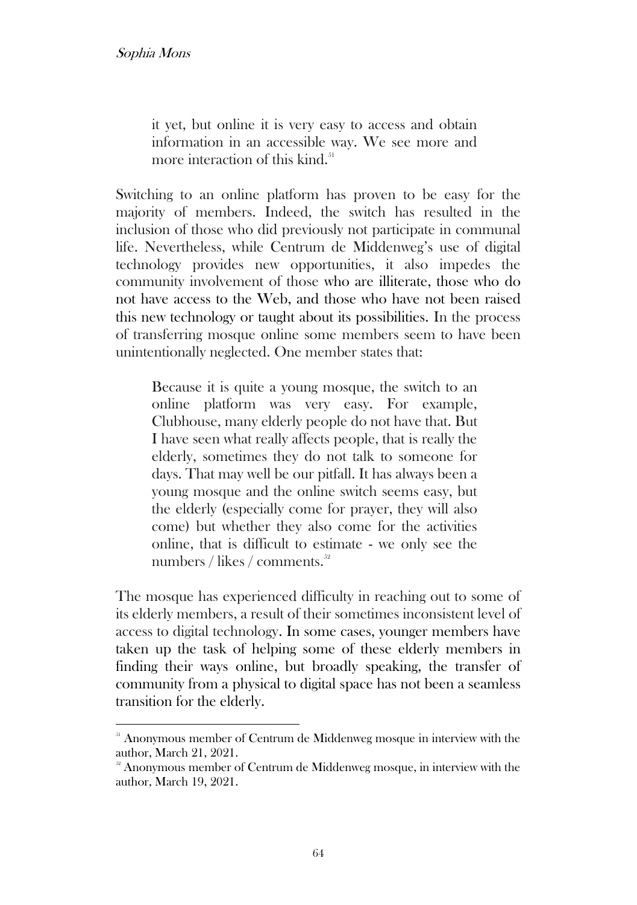> it yet, but online it is very easy to access and obtain information in an accessible way. We see more and more interaction of this kind.[51]

Switching to an online platform has proven to be easy for the majority of members. Indeed, the switch has resulted in the inclusion of those who did previously not participate in communal life. Nevertheless, while Centrum de Middenweg's use of digital technology provides new opportunities, it also impedes the community involvement of those who are illiterate, those who do not have access to the Web, and those who have not been raised this new technology or taught about its possibilities. In the process of transferring mosque online some members seem to have been unintentionally neglected. One member states that:

> Because it is quite a young mosque, the switch to an online platform was very easy. For example, Clubhouse, many elderly people do not have that. But I have seen what really affects people, that is really the elderly, sometimes they do not talk to someone for days. That may well be our pitfall. It has always been a young mosque and the online switch seems easy, but the elderly (especially come for prayer, they will also come) but whether they also come for the activities online, that is difficult to estimate - we only see the numbers / likes / comments.[52]

The mosque has experienced difficulty in reaching out to some of its elderly members, a result of their sometimes inconsistent level of access to digital technology. In some cases, younger members have taken up the task of helping some of these elderly members in finding their ways online, but broadly speaking, the transfer of community from a physical to digital space has not been a seamless transition for the elderly.

---

[51] Anonymous member of Centrum de Middenweg mosque in interview with the author, March 21, 2021.

[52] Anonymous member of Centrum de Middenweg mosque, in interview with the author, March 19, 2021.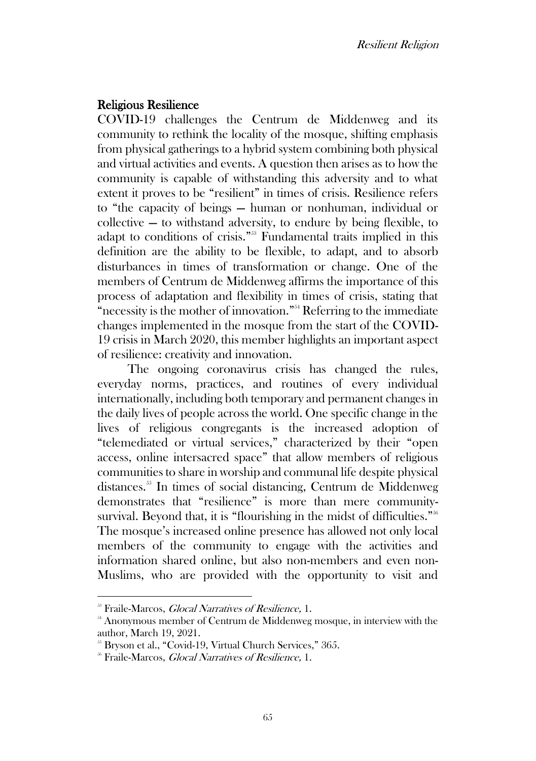## Religious Resilience

COVID-19 challenges the Centrum de Middenweg and its community to rethink the locality of the mosque, shifting emphasis from physical gatherings to a hybrid system combining both physical and virtual activities and events. A question then arises as to how the community is capable of withstanding this adversity and to what extent it proves to be "resilient" in times of crisis. Resilience refers to "the capacity of beings — human or nonhuman, individual or collective — to withstand adversity, to endure by being flexible, to adapt to conditions of crisis."[53] Fundamental traits implied in this definition are the ability to be flexible, to adapt, and to absorb disturbances in times of transformation or change. One of the members of Centrum de Middenweg affirms the importance of this process of adaptation and flexibility in times of crisis, stating that "necessity is the mother of innovation."[54] Referring to the immediate changes implemented in the mosque from the start of the COVID-19 crisis in March 2020, this member highlights an important aspect of resilience: creativity and innovation.

The ongoing coronavirus crisis has changed the rules, everyday norms, practices, and routines of every individual internationally, including both temporary and permanent changes in the daily lives of people across the world. One specific change in the lives of religious congregants is the increased adoption of "telemediated or virtual services," characterized by their "open access, online intersacred space" that allow members of religious communities to share in worship and communal life despite physical distances.[55] In times of social distancing, Centrum de Middenweg demonstrates that "resilience" is more than mere community-survival. Beyond that, it is "flourishing in the midst of difficulties."[56] The mosque's increased online presence has allowed not only local members of the community to engage with the activities and information shared online, but also non-members and even non-Muslims, who are provided with the opportunity to visit and

---

[53] Fraile-Marcos, *Glocal Narratives of Resilience,* 1.

[54] Anonymous member of Centrum de Middenweg mosque, in interview with the author, March 19, 2021.

[55] Bryson et al., "Covid-19, Virtual Church Services," 365.

[56] Fraile-Marcos, *Glocal Narratives of Resilience,* 1.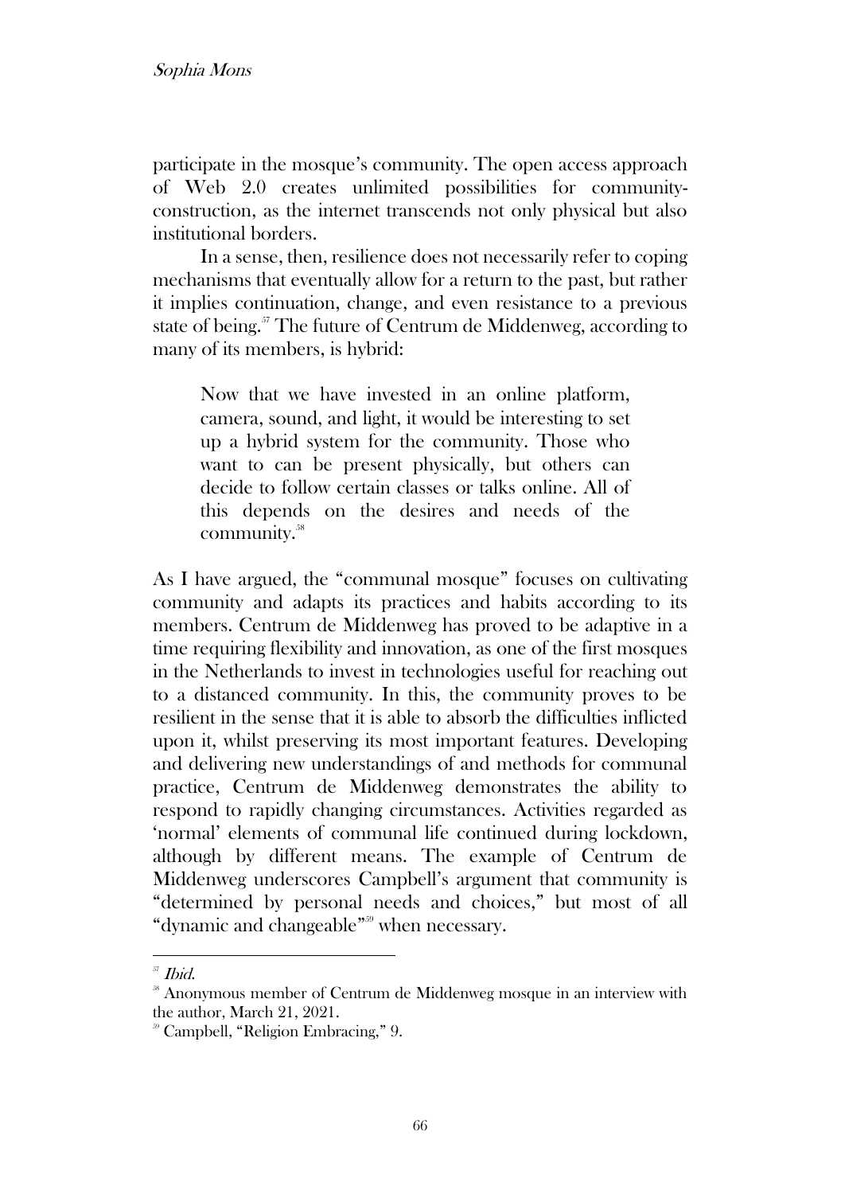participate in the mosque's community. The open access approach of Web 2.0 creates unlimited possibilities for community-construction, as the internet transcends not only physical but also institutional borders.

In a sense, then, resilience does not necessarily refer to coping mechanisms that eventually allow for a return to the past, but rather it implies continuation, change, and even resistance to a previous state of being.[57] The future of Centrum de Middenweg, according to many of its members, is hybrid:

> Now that we have invested in an online platform, camera, sound, and light, it would be interesting to set up a hybrid system for the community. Those who want to can be present physically, but others can decide to follow certain classes or talks online. All of this depends on the desires and needs of the community.[58]

As I have argued, the "communal mosque" focuses on cultivating community and adapts its practices and habits according to its members. Centrum de Middenweg has proved to be adaptive in a time requiring flexibility and innovation, as one of the first mosques in the Netherlands to invest in technologies useful for reaching out to a distanced community. In this, the community proves to be resilient in the sense that it is able to absorb the difficulties inflicted upon it, whilst preserving its most important features. Developing and delivering new understandings of and methods for communal practice, Centrum de Middenweg demonstrates the ability to respond to rapidly changing circumstances. Activities regarded as 'normal' elements of communal life continued during lockdown, although by different means. The example of Centrum de Middenweg underscores Campbell's argument that community is "determined by personal needs and choices," but most of all "dynamic and changeable"[59] when necessary.

---

[57] *Ibid.*

[58] Anonymous member of Centrum de Middenweg mosque in an interview with the author, March 21, 2021.

[59] Campbell, "Religion Embracing," 9.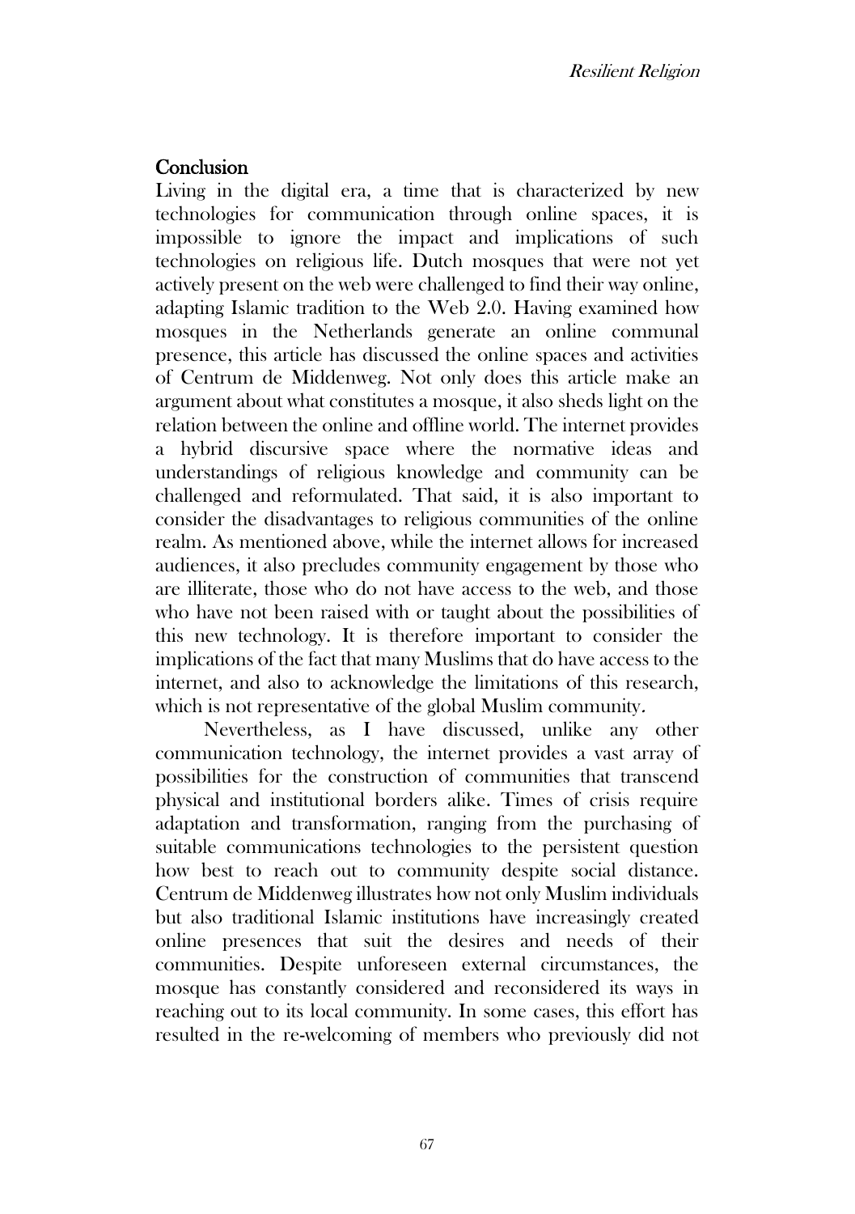## Conclusion

Living in the digital era, a time that is characterized by new technologies for communication through online spaces, it is impossible to ignore the impact and implications of such technologies on religious life. Dutch mosques that were not yet actively present on the web were challenged to find their way online, adapting Islamic tradition to the Web 2.0. Having examined how mosques in the Netherlands generate an online communal presence, this article has discussed the online spaces and activities of Centrum de Middenweg. Not only does this article make an argument about what constitutes a mosque, it also sheds light on the relation between the online and offline world. The internet provides a hybrid discursive space where the normative ideas and understandings of religious knowledge and community can be challenged and reformulated. That said, it is also important to consider the disadvantages to religious communities of the online realm. As mentioned above, while the internet allows for increased audiences, it also precludes community engagement by those who are illiterate, those who do not have access to the web, and those who have not been raised with or taught about the possibilities of this new technology. It is therefore important to consider the implications of the fact that many Muslims that do have access to the internet, and also to acknowledge the limitations of this research, which is not representative of the global Muslim community.

Nevertheless, as I have discussed, unlike any other communication technology, the internet provides a vast array of possibilities for the construction of communities that transcend physical and institutional borders alike. Times of crisis require adaptation and transformation, ranging from the purchasing of suitable communications technologies to the persistent question how best to reach out to community despite social distance. Centrum de Middenweg illustrates how not only Muslim individuals but also traditional Islamic institutions have increasingly created online presences that suit the desires and needs of their communities. Despite unforeseen external circumstances, the mosque has constantly considered and reconsidered its ways in reaching out to its local community. In some cases, this effort has resulted in the re-welcoming of members who previously did not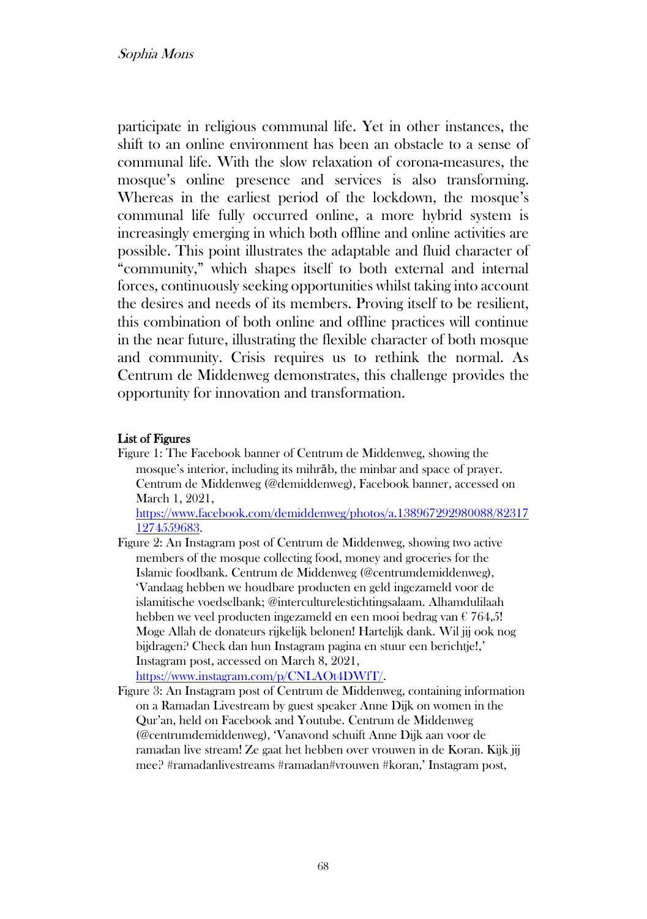participate in religious communal life. Yet in other instances, the shift to an online environment has been an obstacle to a sense of communal life. With the slow relaxation of corona-measures, the mosque's online presence and services is also transforming. Whereas in the earliest period of the lockdown, the mosque's communal life fully occurred online, a more hybrid system is increasingly emerging in which both offline and online activities are possible. This point illustrates the adaptable and fluid character of "community," which shapes itself to both external and internal forces, continuously seeking opportunities whilst taking into account the desires and needs of its members. Proving itself to be resilient, this combination of both online and offline practices will continue in the near future, illustrating the flexible character of both mosque and community. Crisis requires us to rethink the normal. As Centrum de Middenweg demonstrates, this challenge provides the opportunity for innovation and transformation.

### List of Figures

Figure 1: The Facebook banner of Centrum de Middenweg, showing the mosque's interior, including its mihrāb, the minbar and space of prayer. Centrum de Middenweg (@demiddenweg), Facebook banner, accessed on March 1, 2021, https://www.facebook.com/demiddenweg/photos/a.138967292980088/823171274559683.

Figure 2: An Instagram post of Centrum de Middenweg, showing two active members of the mosque collecting food, money and groceries for the Islamic foodbank. Centrum de Middenweg (@centrumdemiddenweg), 'Vandaag hebben we houdbare producten en geld ingezameld voor de islamitische voedselbank; @interculturelestichtingsalaam. Alhamdulilaah hebben we veel producten ingezameld en een mooi bedrag van € 764,5! Moge Allah de donateurs rijkelijk belonen! Hartelijk dank. Wil jij ook nog bijdragen? Check dan hun Instagram pagina en stuur een berichtje!,' Instagram post, accessed on March 8, 2021, https://www.instagram.com/p/CNLAOt4DWfT/.

Figure 3: An Instagram post of Centrum de Middenweg, containing information on a Ramadan Livestream by guest speaker Anne Dijk on women in the Qur'an, held on Facebook and Youtube. Centrum de Middenweg (@centrumdemiddenweg), 'Vanavond schuift Anne Dijk aan voor de ramadan live stream! Ze gaat het hebben over vrouwen in de Koran. Kijk jij mee? #ramadanlivestreams #ramadan#vrouwen #koran,' Instagram post,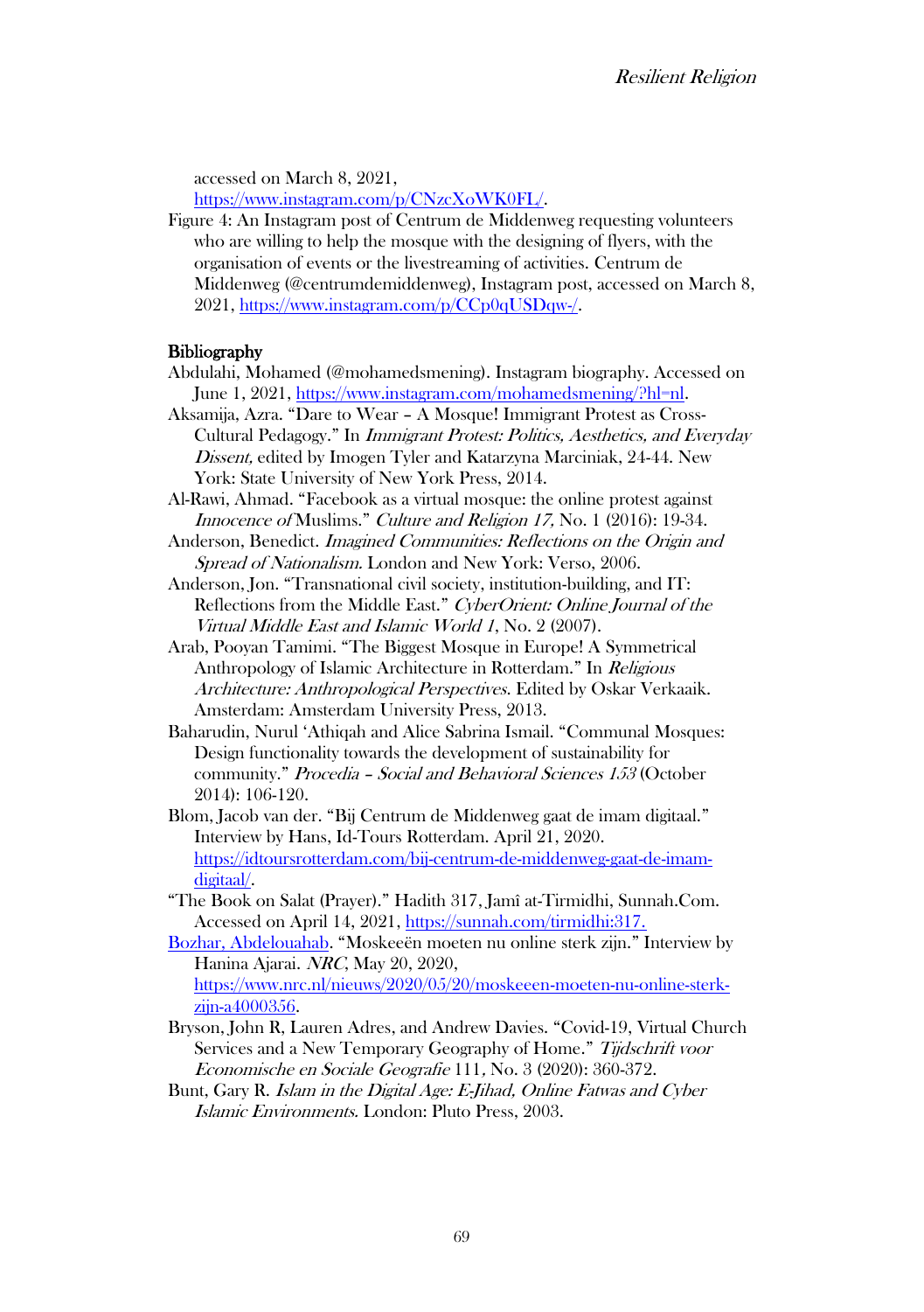accessed on March 8, 2021, https://www.instagram.com/p/CNzcXoWK0FL/.

Figure 4: An Instagram post of Centrum de Middenweg requesting volunteers who are willing to help the mosque with the designing of flyers, with the organisation of events or the livestreaming of activities. Centrum de Middenweg (@centrumdemiddenweg), Instagram post, accessed on March 8, 2021, https://www.instagram.com/p/CCp0qUSDqw-/.

**Bibliography**

Abdulahi, Mohamed (@mohamedsmening). Instagram biography. Accessed on June 1, 2021, https://www.instagram.com/mohamedsmening/?hl=nl.

Aksamija, Azra. "Dare to Wear – A Mosque! Immigrant Protest as Cross-Cultural Pedagogy." In *Immigrant Protest: Politics, Aesthetics, and Everyday Dissent,* edited by Imogen Tyler and Katarzyna Marciniak, 24-44. New York: State University of New York Press, 2014.

Al-Rawi, Ahmad. "Facebook as a virtual mosque: the online protest against *Innocence of* Muslims." *Culture and Religion 17,* No. 1 (2016): 19-34.

Anderson, Benedict. *Imagined Communities: Reflections on the Origin and Spread of Nationalism.* London and New York: Verso, 2006.

Anderson, Jon. "Transnational civil society, institution-building, and IT: Reflections from the Middle East." *CyberOrient: Online Journal of the Virtual Middle East and Islamic World 1*, No. 2 (2007).

Arab, Pooyan Tamimi. "The Biggest Mosque in Europe! A Symmetrical Anthropology of Islamic Architecture in Rotterdam." In *Religious Architecture: Anthropological Perspectives*. Edited by Oskar Verkaaik. Amsterdam: Amsterdam University Press, 2013.

Baharudin, Nurul 'Athiqah and Alice Sabrina Ismail. "Communal Mosques: Design functionality towards the development of sustainability for community." *Procedia – Social and Behavioral Sciences 153* (October 2014): 106-120.

Blom, Jacob van der. "Bij Centrum de Middenweg gaat de imam digitaal." Interview by Hans, Id-Tours Rotterdam. April 21, 2020. https://idtoursrotterdam.com/bij-centrum-de-middenweg-gaat-de-imam-digitaal/.

"The Book on Salat (Prayer)." Hadith 317, Jamî at-Tirmidhi, Sunnah.Com. Accessed on April 14, 2021, https://sunnah.com/tirmidhi:317.

Bozhar, Abdelouahab. "Moskeeën moeten nu online sterk zijn." Interview by Hanina Ajarai. *NRC*, May 20, 2020, https://www.nrc.nl/nieuws/2020/05/20/moskeeen-moeten-nu-online-sterk-zijn-a4000356.

Bryson, John R, Lauren Adres, and Andrew Davies. "Covid-19, Virtual Church Services and a New Temporary Geography of Home." *Tijdschrift voor Economische en Sociale Geografie* 111, No. 3 (2020): 360-372.

Bunt, Gary R. *Islam in the Digital Age: E-Jihad, Online Fatwas and Cyber Islamic Environments.* London: Pluto Press, 2003.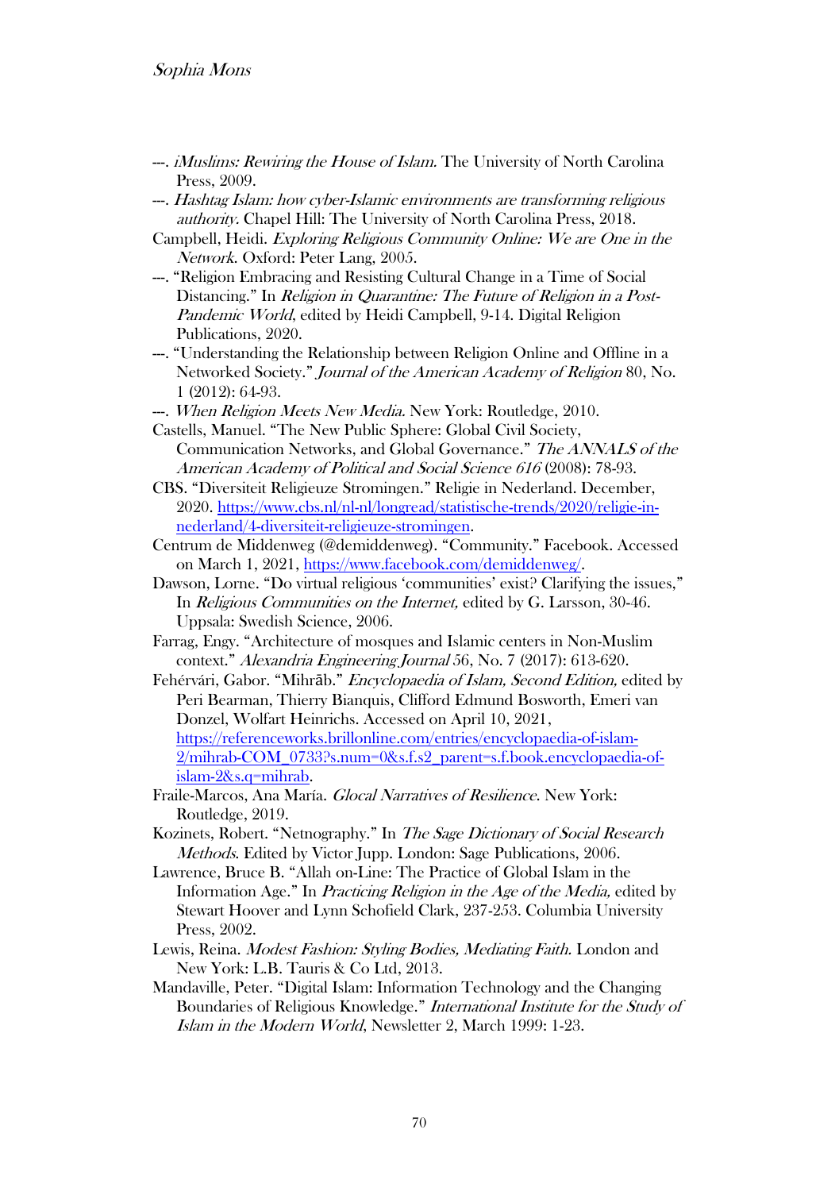---. *iMuslims: Rewiring the House of Islam.* The University of North Carolina Press, 2009.

---. *Hashtag Islam: how cyber-Islamic environments are transforming religious authority.* Chapel Hill: The University of North Carolina Press, 2018.

Campbell, Heidi. *Exploring Religious Community Online: We are One in the Network.* Oxford: Peter Lang, 2005.

---. "Religion Embracing and Resisting Cultural Change in a Time of Social Distancing." In *Religion in Quarantine: The Future of Religion in a Post-Pandemic World*, edited by Heidi Campbell, 9-14. Digital Religion Publications, 2020.

---. "Understanding the Relationship between Religion Online and Offline in a Networked Society." *Journal of the American Academy of Religion* 80, No. 1 (2012): 64-93.

---. *When Religion Meets New Media.* New York: Routledge, 2010.

Castells, Manuel. "The New Public Sphere: Global Civil Society, Communication Networks, and Global Governance." *The ANNALS of the American Academy of Political and Social Science 616* (2008): 78-93.

CBS. "Diversiteit Religieuze Stromingen." Religie in Nederland. December, 2020. [https://www.cbs.nl/nl-nl/longread/statistische-trends/2020/religie-in-nederland/4-diversiteit-religieuze-stromingen](https://www.cbs.nl/nl-nl/longread/statistische-trends/2020/religie-in-nederland/4-diversiteit-religieuze-stromingen).

Centrum de Middenweg (@demiddenweg). "Community." Facebook. Accessed on March 1, 2021, [https://www.facebook.com/demiddenweg/](https://www.facebook.com/demiddenweg/).

Dawson, Lorne. "Do virtual religious 'communities' exist? Clarifying the issues," In *Religious Communities on the Internet,* edited by G. Larsson, 30-46. Uppsala: Swedish Science, 2006.

Farrag, Engy. "Architecture of mosques and Islamic centers in Non-Muslim context." *Alexandria Engineering Journal* 56, No. 7 (2017): 613-620.

Fehérvári, Gabor. "Mihrāb." *Encyclopaedia of Islam, Second Edition,* edited by Peri Bearman, Thierry Bianquis, Clifford Edmund Bosworth, Emeri van Donzel, Wolfart Heinrichs. Accessed on April 10, 2021, [https://referenceworks.brillonline.com/entries/encyclopaedia-of-islam-2/mihrab-COM_0733?s.num=0&s.f.s2_parent=s.f.book.encyclopaedia-of-islam-2&s.q=mihrab](https://referenceworks.brillonline.com/entries/encyclopaedia-of-islam-2/mihrab-COM_0733?s.num=0&s.f.s2_parent=s.f.book.encyclopaedia-of-islam-2&s.q=mihrab).

Fraile-Marcos, Ana María. *Glocal Narratives of Resilience*. New York: Routledge, 2019.

Kozinets, Robert. "Netnography." In *The Sage Dictionary of Social Research Methods*. Edited by Victor Jupp. London: Sage Publications, 2006.

Lawrence, Bruce B. "Allah on-Line: The Practice of Global Islam in the Information Age." In *Practicing Religion in the Age of the Media,* edited by Stewart Hoover and Lynn Schofield Clark, 237-253. Columbia University Press, 2002.

Lewis, Reina. *Modest Fashion: Styling Bodies, Mediating Faith.* London and New York: I.B. Tauris & Co Ltd, 2013.

Mandaville, Peter. "Digital Islam: Information Technology and the Changing Boundaries of Religious Knowledge." *International Institute for the Study of Islam in the Modern World*, Newsletter 2, March 1999: 1-23.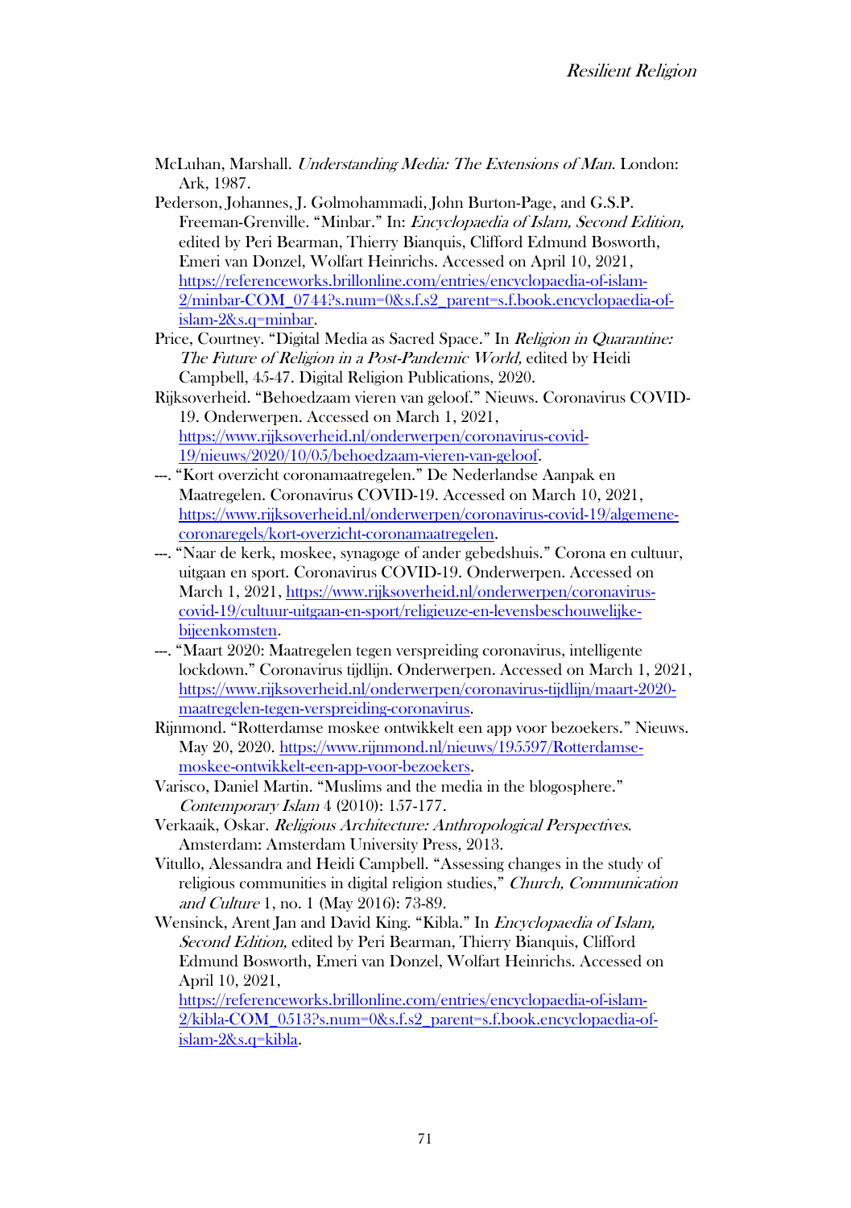McLuhan, Marshall. *Understanding Media: The Extensions of Man*. London: Ark, 1987.

Pederson, Johannes, J. Golmohammadi, John Burton-Page, and G.S.P. Freeman-Grenville. "Minbar." In: *Encyclopaedia of Islam, Second Edition,* edited by Peri Bearman, Thierry Bianquis, Clifford Edmund Bosworth, Emeri van Donzel, Wolfart Heinrichs. Accessed on April 10, 2021, https://referenceworks.brillonline.com/entries/encyclopaedia-of-islam-2/minbar-COM_0744?s.num=0&s.f.s2_parent=s.f.book.encyclopaedia-of-islam-2&s.q=minbar.

Price, Courtney. "Digital Media as Sacred Space." In *Religion in Quarantine: The Future of Religion in a Post-Pandemic World,* edited by Heidi Campbell, 45-47. Digital Religion Publications, 2020.

Rijksoverheid. "Behoedzaam vieren van geloof." Nieuws. Coronavirus COVID-19. Onderwerpen. Accessed on March 1, 2021, https://www.rijksoverheid.nl/onderwerpen/coronavirus-covid-19/nieuws/2020/10/05/behoedzaam-vieren-van-geloof.

---. "Kort overzicht coronamaatregelen." De Nederlandse Aanpak en Maatregelen. Coronavirus COVID-19. Accessed on March 10, 2021, https://www.rijksoverheid.nl/onderwerpen/coronavirus-covid-19/algemene-coronaregels/kort-overzicht-coronamaatregelen.

---. "Naar de kerk, moskee, synagoge of ander gebedshuis." Corona en cultuur, uitgaan en sport. Coronavirus COVID-19. Onderwerpen. Accessed on March 1, 2021, https://www.rijksoverheid.nl/onderwerpen/coronavirus-covid-19/cultuur-uitgaan-en-sport/religieuze-en-levensbeschouwelijke-bijeenkomsten.

---. "Maart 2020: Maatregelen tegen verspreiding coronavirus, intelligente lockdown." Coronavirus tijdlijn. Onderwerpen. Accessed on March 1, 2021, https://www.rijksoverheid.nl/onderwerpen/coronavirus-tijdlijn/maart-2020-maatregelen-tegen-verspreiding-coronavirus.

Rijnmond. "Rotterdamse moskee ontwikkelt een app voor bezoekers." Nieuws. May 20, 2020. https://www.rijnmond.nl/nieuws/195597/Rotterdamse-moskee-ontwikkelt-een-app-voor-bezoekers.

Varisco, Daniel Martin. "Muslims and the media in the blogosphere." *Contemporary Islam* 4 (2010): 157-177.

Verkaaik, Oskar. *Religious Architecture: Anthropological Perspectives*. Amsterdam: Amsterdam University Press, 2013.

Vitullo, Alessandra and Heidi Campbell. "Assessing changes in the study of religious communities in digital religion studies," *Church, Communication and Culture* 1, no. 1 (May 2016): 73-89.

Wensinck, Arent Jan and David King. "Kibla." In *Encyclopaedia of Islam, Second Edition,* edited by Peri Bearman, Thierry Bianquis, Clifford Edmund Bosworth, Emeri van Donzel, Wolfart Heinrichs. Accessed on April 10, 2021, https://referenceworks.brillonline.com/entries/encyclopaedia-of-islam-2/kibla-COM_0513?s.num=0&s.f.s2_parent=s.f.book.encyclopaedia-of-islam-2&s.q=kibla.